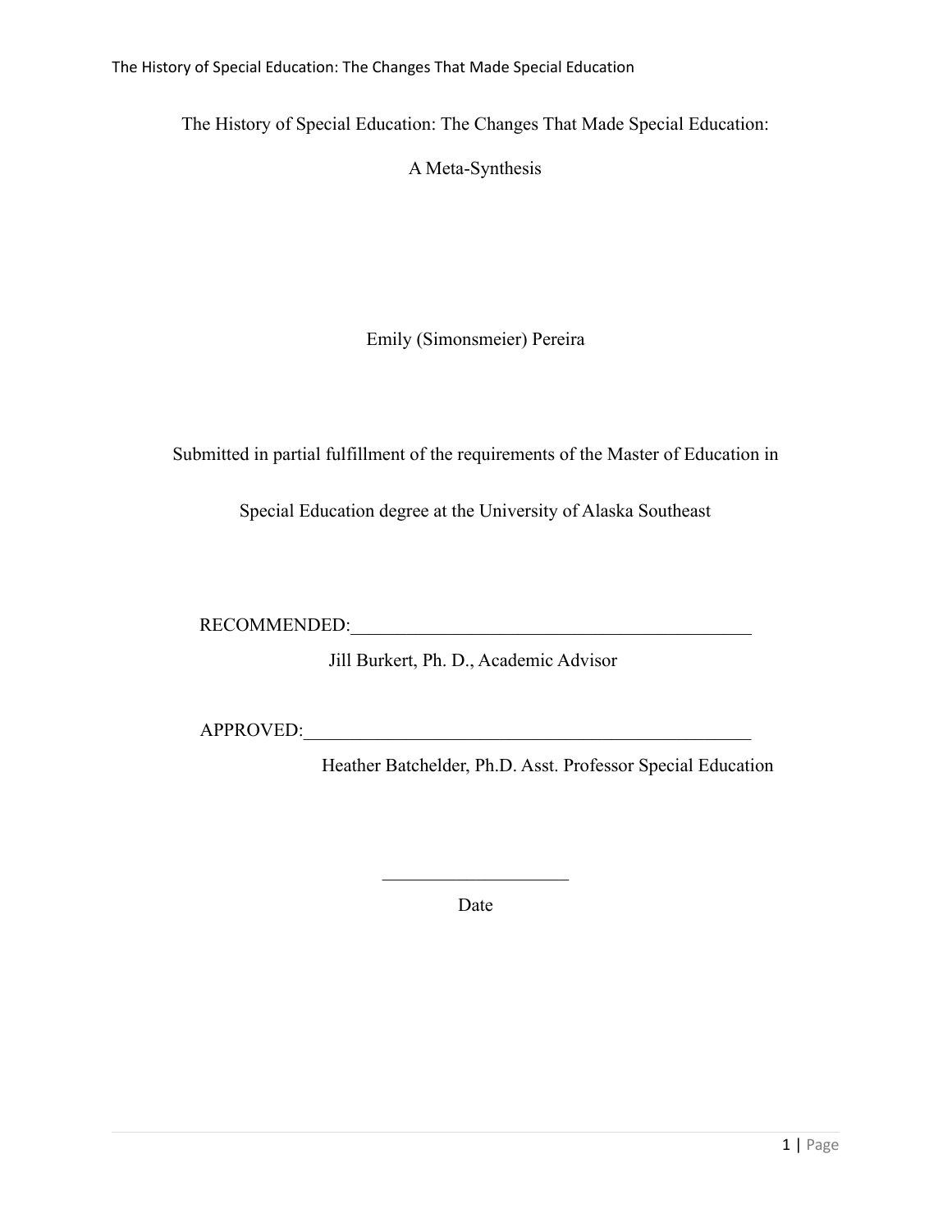# The History of Special Education: The Changes That Made Special Education:

# A Meta-Synthesis

Emily (Simonsmeier) Pereira

Submitted in partial fulfillment of the requirements of the Master of Education in Special Education degree at the University of Alaska Southeast

RECOMMENDED:____________________________________________

Jill Burkert, Ph. D., Academic Advisor

APPROVED:________________________________________________

Heather Batchelder, Ph.D. Asst. Professor Special Education

____________________

Date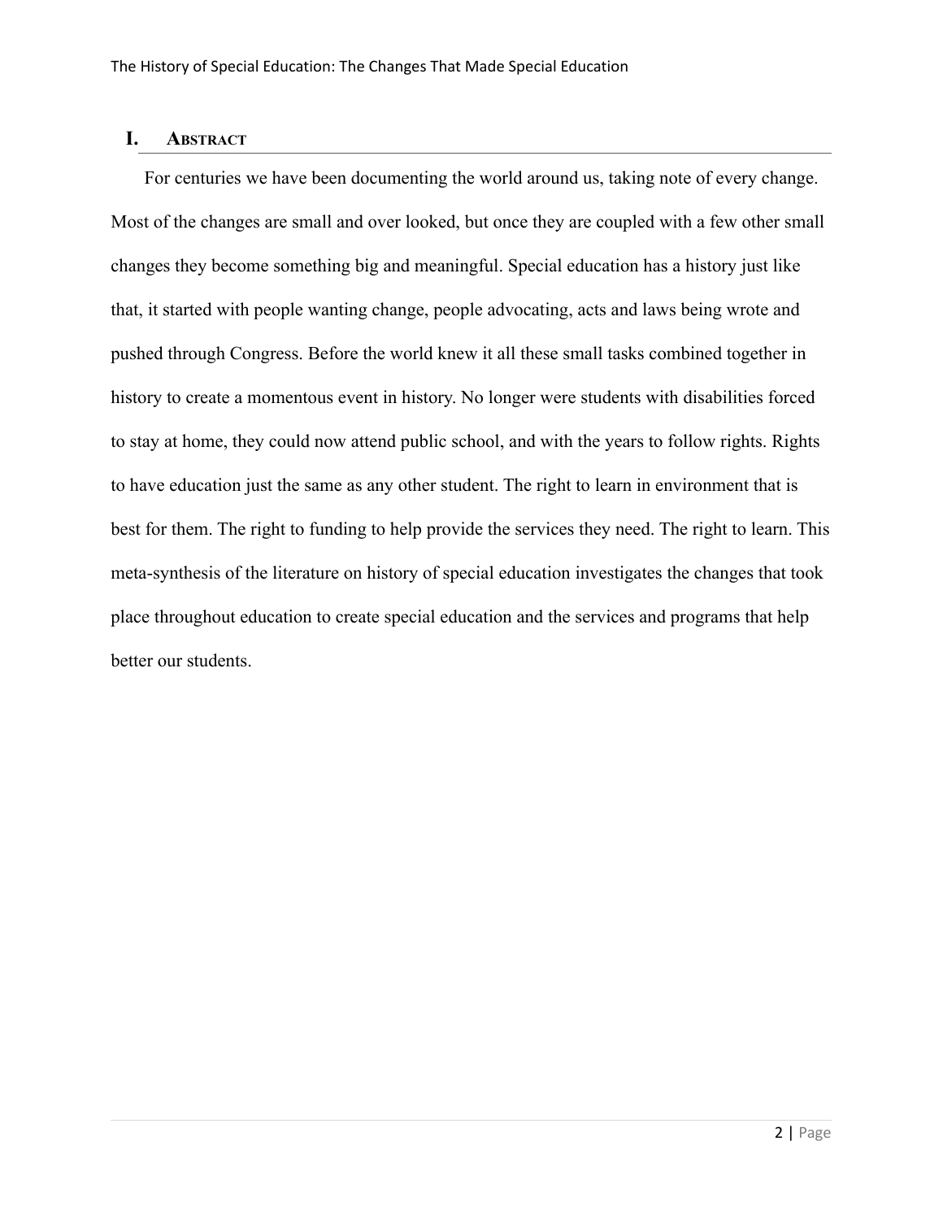## I. Abstract

For centuries we have been documenting the world around us, taking note of every change. Most of the changes are small and over looked, but once they are coupled with a few other small changes they become something big and meaningful. Special education has a history just like that, it started with people wanting change, people advocating, acts and laws being wrote and pushed through Congress. Before the world knew it all these small tasks combined together in history to create a momentous event in history. No longer were students with disabilities forced to stay at home, they could now attend public school, and with the years to follow rights. Rights to have education just the same as any other student. The right to learn in environment that is best for them. The right to funding to help provide the services they need. The right to learn. This meta-synthesis of the literature on history of special education investigates the changes that took place throughout education to create special education and the services and programs that help better our students.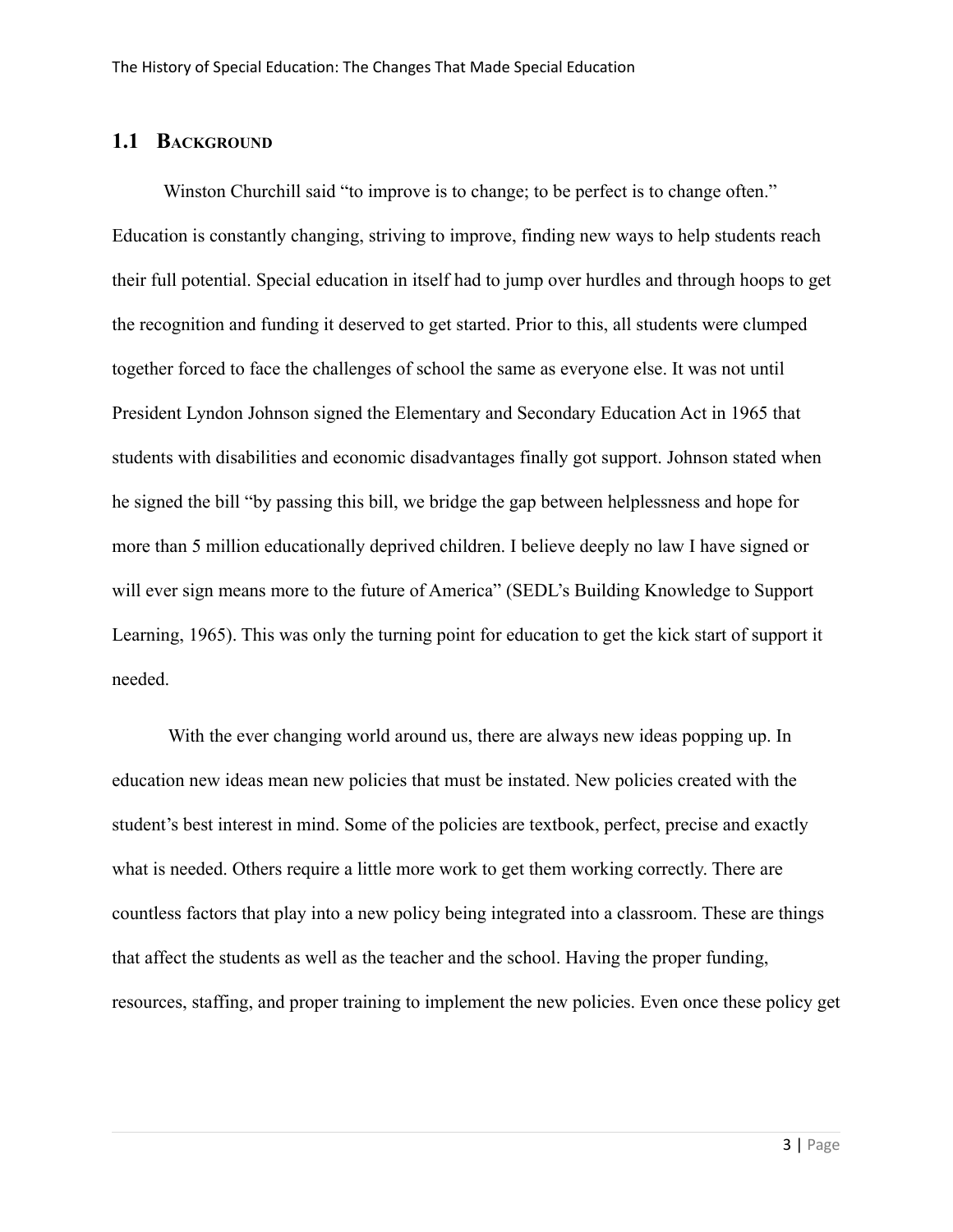## 1.1 Background

Winston Churchill said "to improve is to change; to be perfect is to change often." Education is constantly changing, striving to improve, finding new ways to help students reach their full potential. Special education in itself had to jump over hurdles and through hoops to get the recognition and funding it deserved to get started. Prior to this, all students were clumped together forced to face the challenges of school the same as everyone else. It was not until President Lyndon Johnson signed the Elementary and Secondary Education Act in 1965 that students with disabilities and economic disadvantages finally got support. Johnson stated when he signed the bill "by passing this bill, we bridge the gap between helplessness and hope for more than 5 million educationally deprived children. I believe deeply no law I have signed or will ever sign means more to the future of America" (SEDL's Building Knowledge to Support Learning, 1965). This was only the turning point for education to get the kick start of support it needed.

With the ever changing world around us, there are always new ideas popping up. In education new ideas mean new policies that must be instated. New policies created with the student's best interest in mind. Some of the policies are textbook, perfect, precise and exactly what is needed. Others require a little more work to get them working correctly. There are countless factors that play into a new policy being integrated into a classroom. These are things that affect the students as well as the teacher and the school. Having the proper funding, resources, staffing, and proper training to implement the new policies. Even once these policy get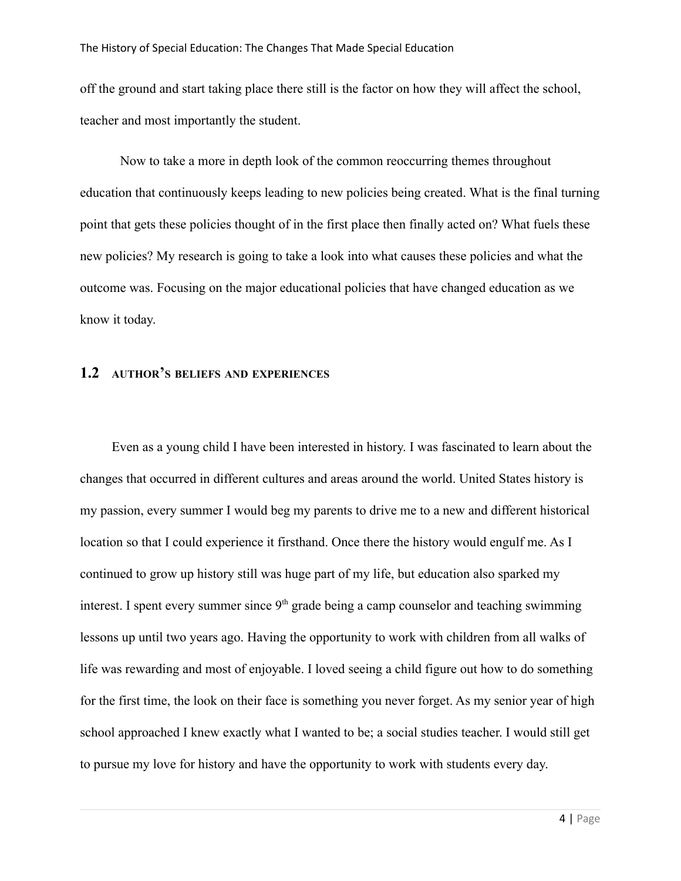off the ground and start taking place there still is the factor on how they will affect the school, teacher and most importantly the student.

Now to take a more in depth look of the common reoccurring themes throughout education that continuously keeps leading to new policies being created. What is the final turning point that gets these policies thought of in the first place then finally acted on? What fuels these new policies? My research is going to take a look into what causes these policies and what the outcome was. Focusing on the major educational policies that have changed education as we know it today.

## 1.2 AUTHOR'S BELIEFS AND EXPERIENCES

Even as a young child I have been interested in history. I was fascinated to learn about the changes that occurred in different cultures and areas around the world. United States history is my passion, every summer I would beg my parents to drive me to a new and different historical location so that I could experience it firsthand. Once there the history would engulf me. As I continued to grow up history still was huge part of my life, but education also sparked my interest. I spent every summer since 9th grade being a camp counselor and teaching swimming lessons up until two years ago. Having the opportunity to work with children from all walks of life was rewarding and most of enjoyable. I loved seeing a child figure out how to do something for the first time, the look on their face is something you never forget. As my senior year of high school approached I knew exactly what I wanted to be; a social studies teacher. I would still get to pursue my love for history and have the opportunity to work with students every day.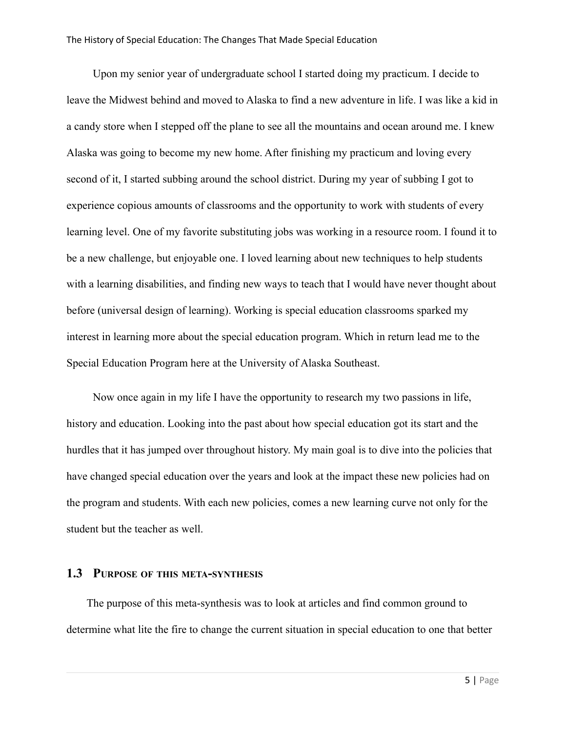Upon my senior year of undergraduate school I started doing my practicum. I decide to leave the Midwest behind and moved to Alaska to find a new adventure in life. I was like a kid in a candy store when I stepped off the plane to see all the mountains and ocean around me. I knew Alaska was going to become my new home. After finishing my practicum and loving every second of it, I started subbing around the school district. During my year of subbing I got to experience copious amounts of classrooms and the opportunity to work with students of every learning level. One of my favorite substituting jobs was working in a resource room. I found it to be a new challenge, but enjoyable one. I loved learning about new techniques to help students with a learning disabilities, and finding new ways to teach that I would have never thought about before (universal design of learning). Working is special education classrooms sparked my interest in learning more about the special education program. Which in return lead me to the Special Education Program here at the University of Alaska Southeast.

Now once again in my life I have the opportunity to research my two passions in life, history and education. Looking into the past about how special education got its start and the hurdles that it has jumped over throughout history. My main goal is to dive into the policies that have changed special education over the years and look at the impact these new policies had on the program and students. With each new policies, comes a new learning curve not only for the student but the teacher as well.

### 1.3 Purpose of this meta-synthesis

The purpose of this meta-synthesis was to look at articles and find common ground to determine what lite the fire to change the current situation in special education to one that better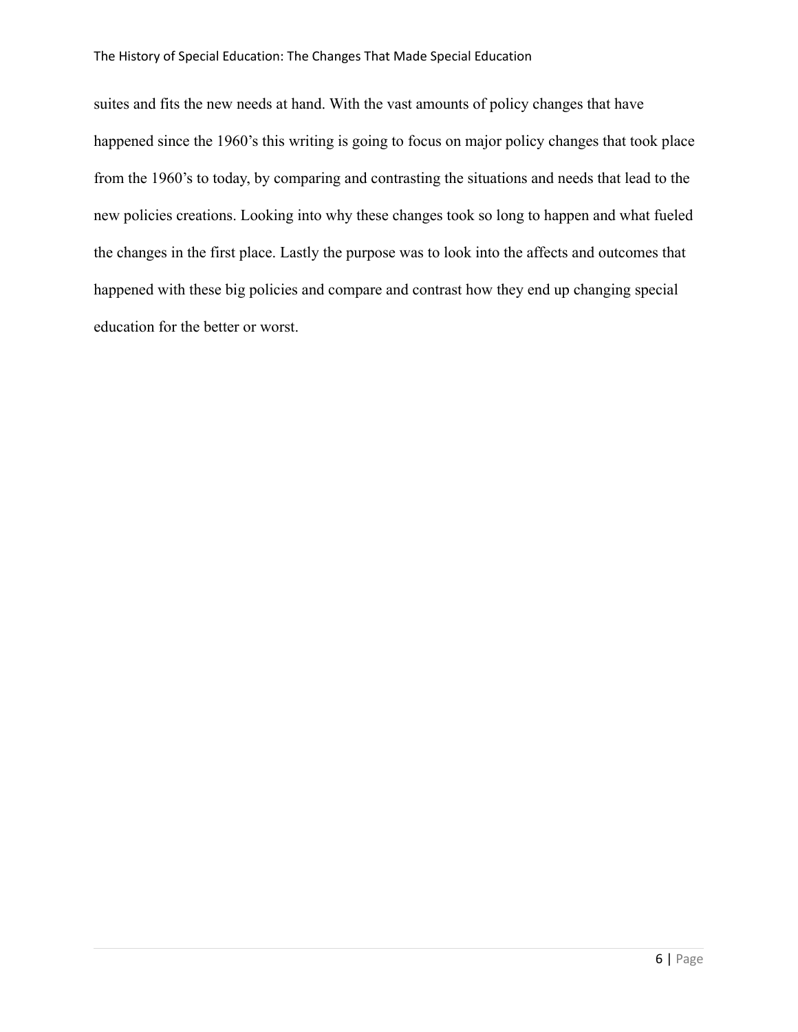suites and fits the new needs at hand. With the vast amounts of policy changes that have happened since the 1960's this writing is going to focus on major policy changes that took place from the 1960's to today, by comparing and contrasting the situations and needs that lead to the new policies creations. Looking into why these changes took so long to happen and what fueled the changes in the first place. Lastly the purpose was to look into the affects and outcomes that happened with these big policies and compare and contrast how they end up changing special education for the better or worst.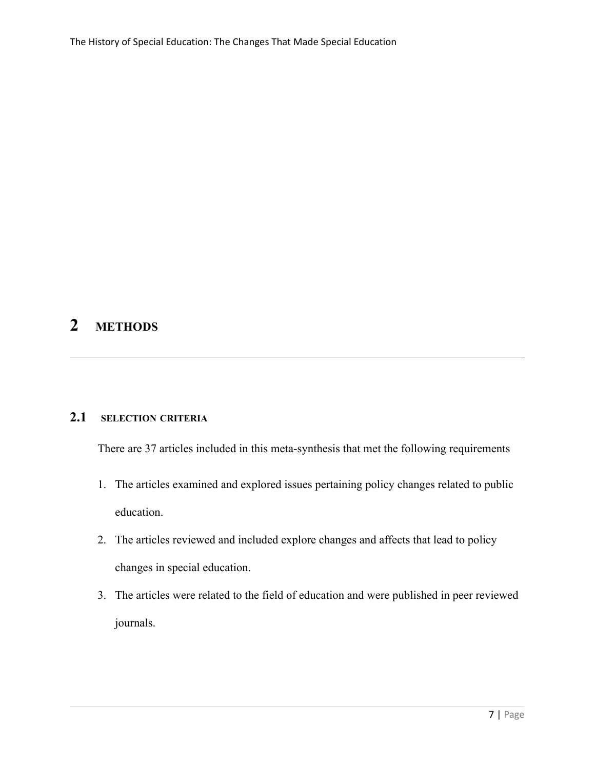# 2 METHODS

## 2.1 SELECTION CRITERIA

There are 37 articles included in this meta-synthesis that met the following requirements

1. The articles examined and explored issues pertaining policy changes related to public education.
2. The articles reviewed and included explore changes and affects that lead to policy changes in special education.
3. The articles were related to the field of education and were published in peer reviewed journals.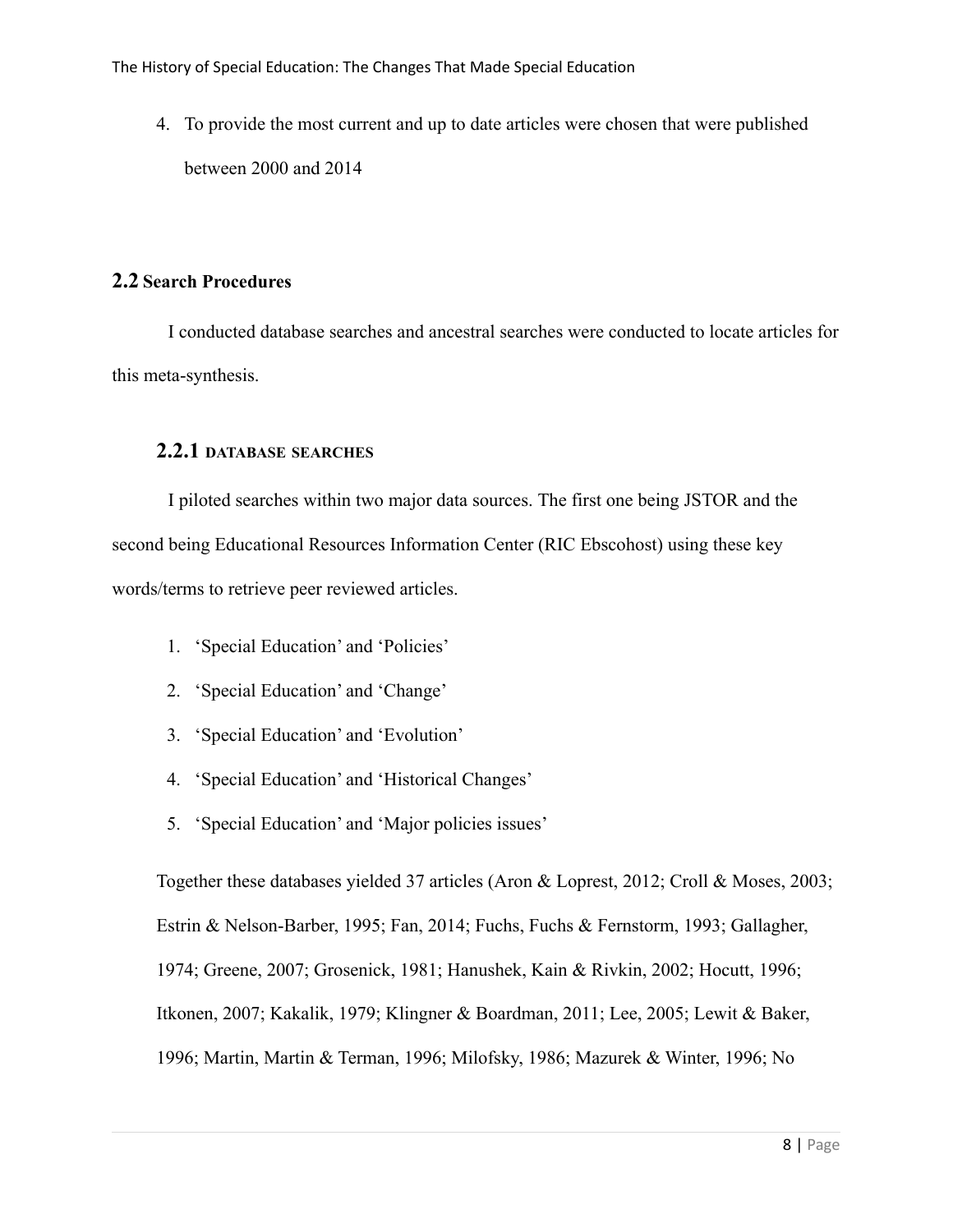4. To provide the most current and up to date articles were chosen that were published between 2000 and 2014

## 2.2 Search Procedures

I conducted database searches and ancestral searches were conducted to locate articles for this meta-synthesis.

### 2.2.1 DATABASE SEARCHES

I piloted searches within two major data sources. The first one being JSTOR and the second being Educational Resources Information Center (RIC Ebscohost) using these key words/terms to retrieve peer reviewed articles.

1. 'Special Education' and 'Policies'
2. 'Special Education' and 'Change'
3. 'Special Education' and 'Evolution'
4. 'Special Education' and 'Historical Changes'
5. 'Special Education' and 'Major policies issues'

Together these databases yielded 37 articles (Aron & Loprest, 2012; Croll & Moses, 2003; Estrin & Nelson-Barber, 1995; Fan, 2014; Fuchs, Fuchs & Fernstorm, 1993; Gallagher, 1974; Greene, 2007; Grosenick, 1981; Hanushek, Kain & Rivkin, 2002; Hocutt, 1996; Itkonen, 2007; Kakalik, 1979; Klingner & Boardman, 2011; Lee, 2005; Lewit & Baker, 1996; Martin, Martin & Terman, 1996; Milofsky, 1986; Mazurek & Winter, 1996; No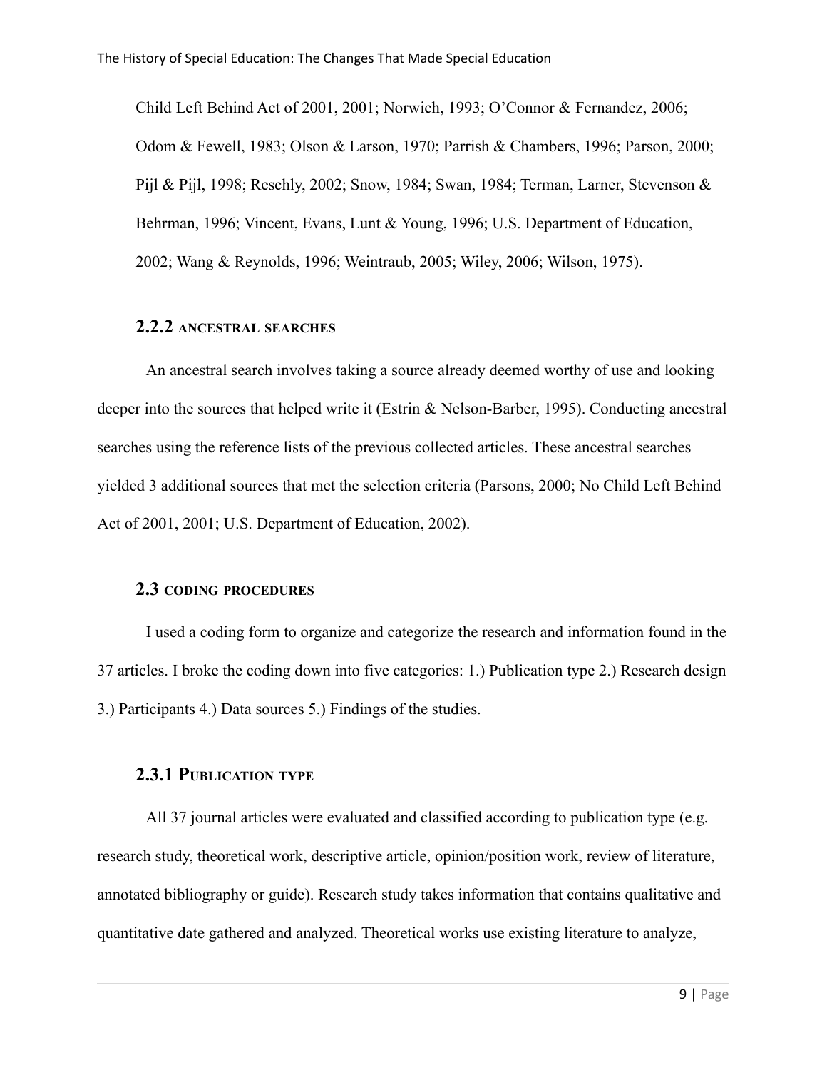Child Left Behind Act of 2001, 2001; Norwich, 1993; O'Connor & Fernandez, 2006; Odom & Fewell, 1983; Olson & Larson, 1970; Parrish & Chambers, 1996; Parson, 2000; Pijl & Pijl, 1998; Reschly, 2002; Snow, 1984; Swan, 1984; Terman, Larner, Stevenson & Behrman, 1996; Vincent, Evans, Lunt & Young, 1996; U.S. Department of Education, 2002; Wang & Reynolds, 1996; Weintraub, 2005; Wiley, 2006; Wilson, 1975).

### 2.2.2 Ancestral searches

An ancestral search involves taking a source already deemed worthy of use and looking deeper into the sources that helped write it (Estrin & Nelson-Barber, 1995). Conducting ancestral searches using the reference lists of the previous collected articles. These ancestral searches yielded 3 additional sources that met the selection criteria (Parsons, 2000; No Child Left Behind Act of 2001, 2001; U.S. Department of Education, 2002).

## 2.3 Coding procedures

I used a coding form to organize and categorize the research and information found in the 37 articles. I broke the coding down into five categories: 1.) Publication type 2.) Research design 3.) Participants 4.) Data sources 5.) Findings of the studies.

### 2.3.1 Publication type

All 37 journal articles were evaluated and classified according to publication type (e.g. research study, theoretical work, descriptive article, opinion/position work, review of literature, annotated bibliography or guide). Research study takes information that contains qualitative and quantitative date gathered and analyzed. Theoretical works use existing literature to analyze,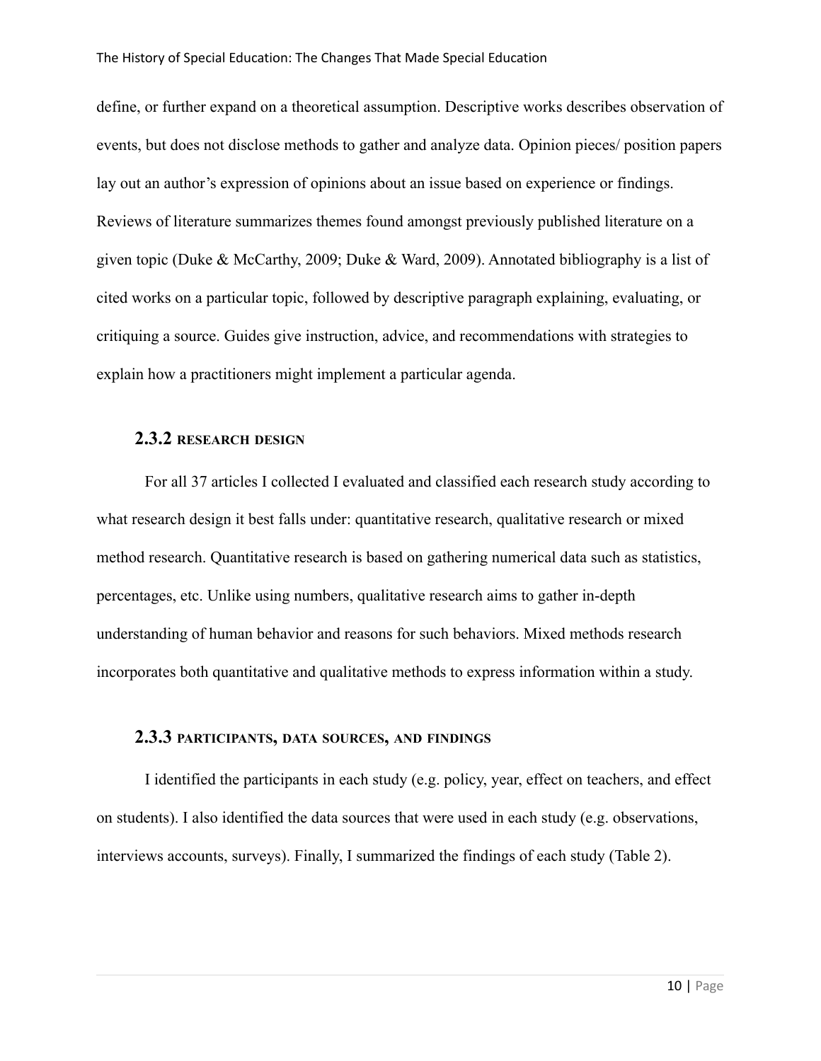define, or further expand on a theoretical assumption. Descriptive works describes observation of events, but does not disclose methods to gather and analyze data. Opinion pieces/ position papers lay out an author's expression of opinions about an issue based on experience or findings. Reviews of literature summarizes themes found amongst previously published literature on a given topic (Duke & McCarthy, 2009; Duke & Ward, 2009). Annotated bibliography is a list of cited works on a particular topic, followed by descriptive paragraph explaining, evaluating, or critiquing a source. Guides give instruction, advice, and recommendations with strategies to explain how a practitioners might implement a particular agenda.

### 2.3.2 RESEARCH DESIGN

For all 37 articles I collected I evaluated and classified each research study according to what research design it best falls under: quantitative research, qualitative research or mixed method research. Quantitative research is based on gathering numerical data such as statistics, percentages, etc. Unlike using numbers, qualitative research aims to gather in-depth understanding of human behavior and reasons for such behaviors. Mixed methods research incorporates both quantitative and qualitative methods to express information within a study.

### 2.3.3 PARTICIPANTS, DATA SOURCES, AND FINDINGS

I identified the participants in each study (e.g. policy, year, effect on teachers, and effect on students). I also identified the data sources that were used in each study (e.g. observations, interviews accounts, surveys). Finally, I summarized the findings of each study (Table 2).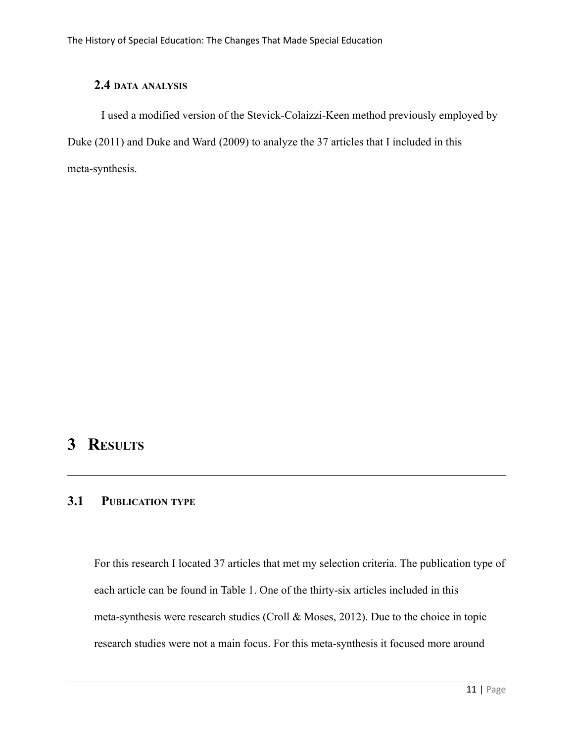### 2.4 Data analysis

I used a modified version of the Stevick-Colaizzi-Keen method previously employed by Duke (2011) and Duke and Ward (2009) to analyze the 37 articles that I included in this meta-synthesis.

# 3 Results

## 3.1 Publication type

For this research I located 37 articles that met my selection criteria. The publication type of each article can be found in Table 1. One of the thirty-six articles included in this meta-synthesis were research studies (Croll & Moses, 2012). Due to the choice in topic research studies were not a main focus. For this meta-synthesis it focused more around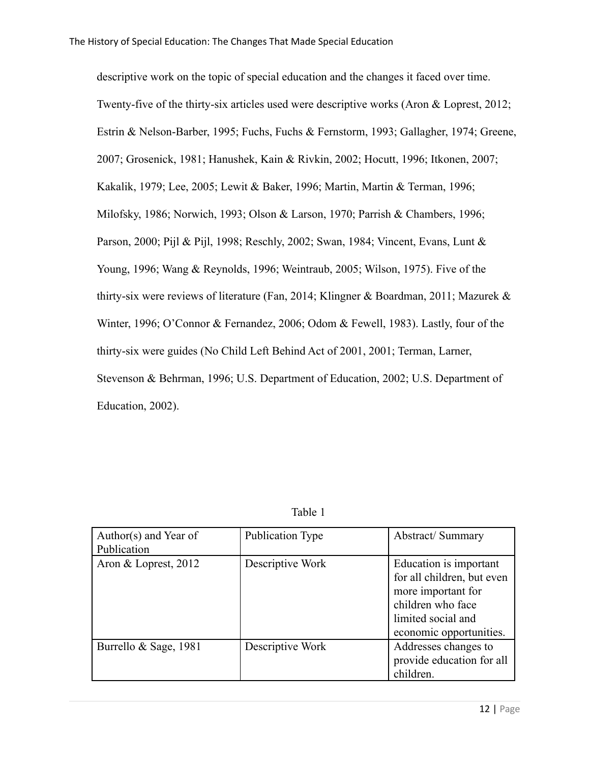descriptive work on the topic of special education and the changes it faced over time. Twenty-five of the thirty-six articles used were descriptive works (Aron & Loprest, 2012; Estrin & Nelson-Barber, 1995; Fuchs, Fuchs & Fernstorm, 1993; Gallagher, 1974; Greene, 2007; Grosenick, 1981; Hanushek, Kain & Rivkin, 2002; Hocutt, 1996; Itkonen, 2007; Kakalik, 1979; Lee, 2005; Lewit & Baker, 1996; Martin, Martin & Terman, 1996; Milofsky, 1986; Norwich, 1993; Olson & Larson, 1970; Parrish & Chambers, 1996; Parson, 2000; Pijl & Pijl, 1998; Reschly, 2002; Swan, 1984; Vincent, Evans, Lunt & Young, 1996; Wang & Reynolds, 1996; Weintraub, 2005; Wilson, 1975). Five of the thirty-six were reviews of literature (Fan, 2014; Klingner & Boardman, 2011; Mazurek & Winter, 1996; O'Connor & Fernandez, 2006; Odom & Fewell, 1983). Lastly, four of the thirty-six were guides (No Child Left Behind Act of 2001, 2001; Terman, Larner, Stevenson & Behrman, 1996; U.S. Department of Education, 2002; U.S. Department of Education, 2002).

Table 1

| Author(s) and Year of Publication | Publication Type | Abstract/ Summary |
|---|---|---|
| Aron & Loprest, 2012 | Descriptive Work | Education is important for all children, but even more important for children who face limited social and economic opportunities. |
| Burrello & Sage, 1981 | Descriptive Work | Addresses changes to provide education for all children. |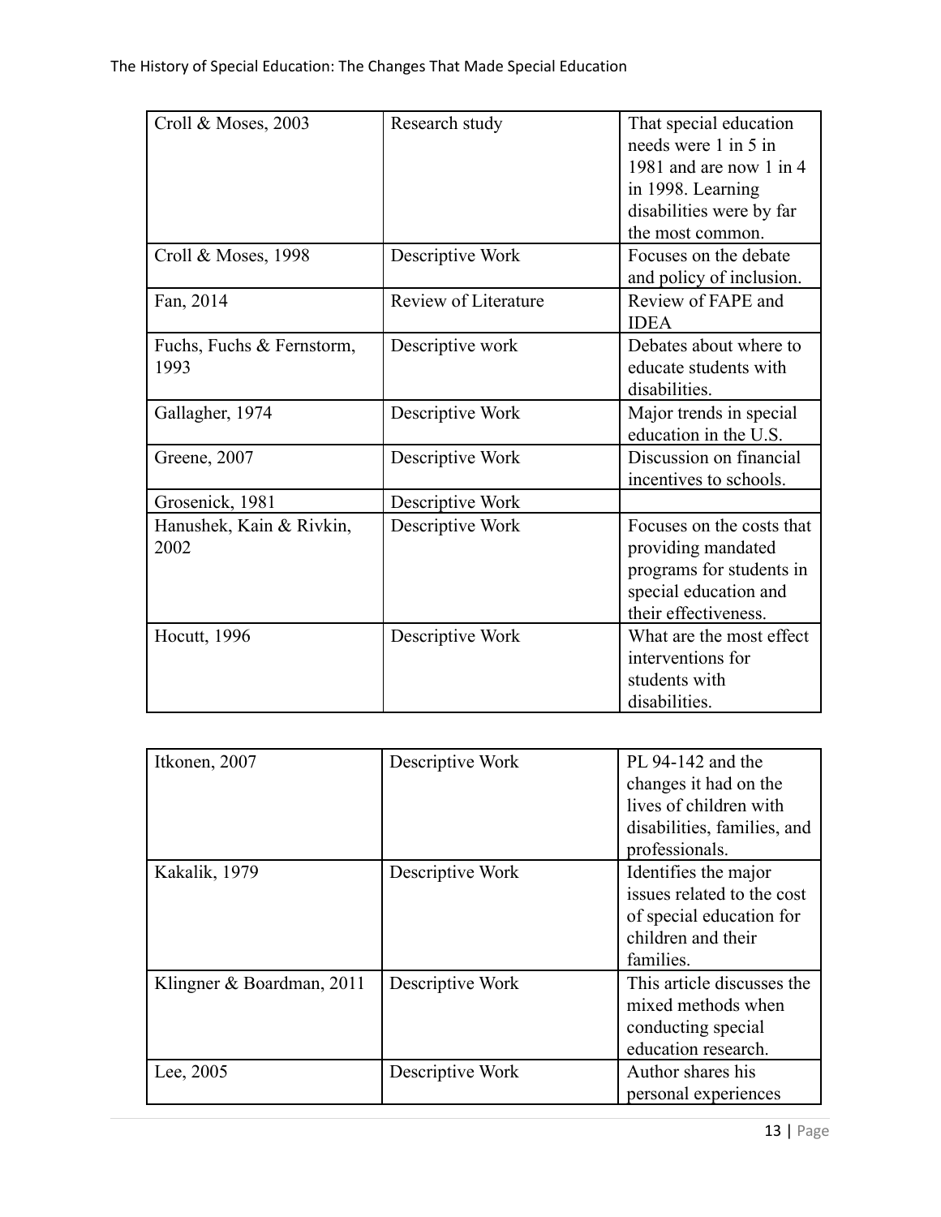| Croll & Moses, 2003 | Research study | That special education needs were 1 in 5 in 1981 and are now 1 in 4 in 1998. Learning disabilities were by far the most common. |
| --- | --- | --- |
| Croll & Moses, 1998 | Descriptive Work | Focuses on the debate and policy of inclusion. |
| Fan, 2014 | Review of Literature | Review of FAPE and IDEA |
| Fuchs, Fuchs & Fernstorm, 1993 | Descriptive work | Debates about where to educate students with disabilities. |
| Gallagher, 1974 | Descriptive Work | Major trends in special education in the U.S. |
| Greene, 2007 | Descriptive Work | Discussion on financial incentives to schools. |
| Grosenick, 1981 | Descriptive Work | |
| Hanushek, Kain & Rivkin, 2002 | Descriptive Work | Focuses on the costs that providing mandated programs for students in special education and their effectiveness. |
| Hocutt, 1996 | Descriptive Work | What are the most effect interventions for students with disabilities. |

| Itkonen, 2007 | Descriptive Work | PL 94-142 and the changes it had on the lives of children with disabilities, families, and professionals. |
| --- | --- | --- |
| Kakalik, 1979 | Descriptive Work | Identifies the major issues related to the cost of special education for children and their families. |
| Klingner & Boardman, 2011 | Descriptive Work | This article discusses the mixed methods when conducting special education research. |
| Lee, 2005 | Descriptive Work | Author shares his personal experiences |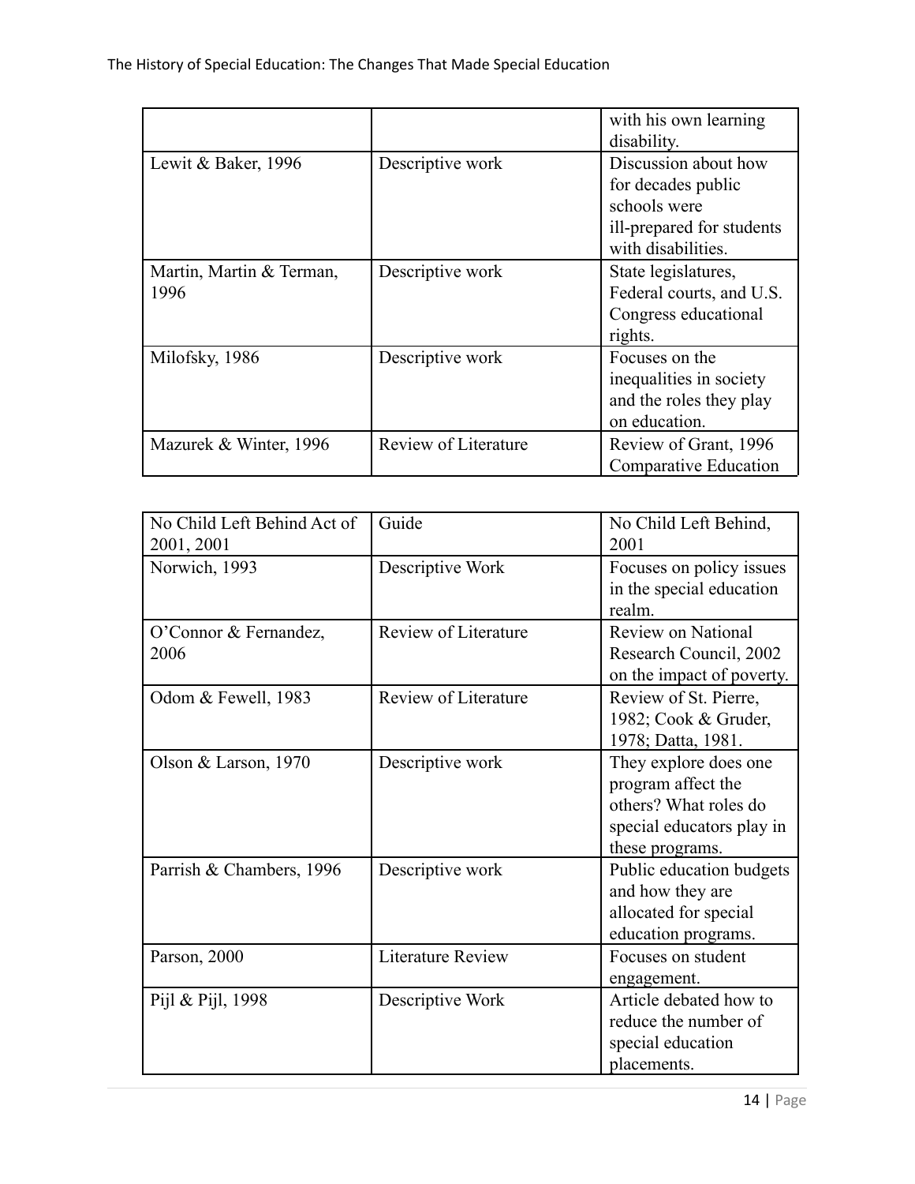| | | |
|---|---|---|
| | | with his own learning disability. |
| Lewit & Baker, 1996 | Descriptive work | Discussion about how for decades public schools were ill-prepared for students with disabilities. |
| Martin, Martin & Terman, 1996 | Descriptive work | State legislatures, Federal courts, and U.S. Congress educational rights. |
| Milofsky, 1986 | Descriptive work | Focuses on the inequalities in society and the roles they play on education. |
| Mazurek & Winter, 1996 | Review of Literature | Review of Grant, 1996 Comparative Education |

| | | |
|---|---|---|
| No Child Left Behind Act of 2001, 2001 | Guide | No Child Left Behind, 2001 |
| Norwich, 1993 | Descriptive Work | Focuses on policy issues in the special education realm. |
| O'Connor & Fernandez, 2006 | Review of Literature | Review on National Research Council, 2002 on the impact of poverty. |
| Odom & Fewell, 1983 | Review of Literature | Review of St. Pierre, 1982; Cook & Gruder, 1978; Datta, 1981. |
| Olson & Larson, 1970 | Descriptive work | They explore does one program affect the others? What roles do special educators play in these programs. |
| Parrish & Chambers, 1996 | Descriptive work | Public education budgets and how they are allocated for special education programs. |
| Parson, 2000 | Literature Review | Focuses on student engagement. |
| Pijl & Pijl, 1998 | Descriptive Work | Article debated how to reduce the number of special education placements. |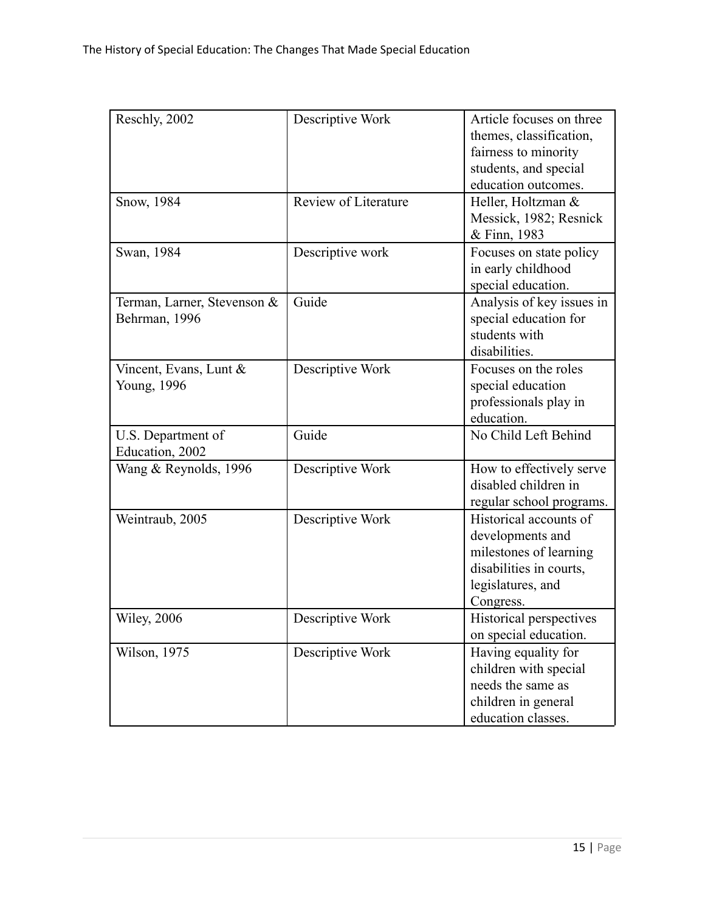| | | |
|---|---|---|
| Reschly, 2002 | Descriptive Work | Article focuses on three themes, classification, fairness to minority students, and special education outcomes. |
| Snow, 1984 | Review of Literature | Heller, Holtzman & Messick, 1982; Resnick & Finn, 1983 |
| Swan, 1984 | Descriptive work | Focuses on state policy in early childhood special education. |
| Terman, Larner, Stevenson & Behrman, 1996 | Guide | Analysis of key issues in special education for students with disabilities. |
| Vincent, Evans, Lunt & Young, 1996 | Descriptive Work | Focuses on the roles special education professionals play in education. |
| U.S. Department of Education, 2002 | Guide | No Child Left Behind |
| Wang & Reynolds, 1996 | Descriptive Work | How to effectively serve disabled children in regular school programs. |
| Weintraub, 2005 | Descriptive Work | Historical accounts of developments and milestones of learning disabilities in courts, legislatures, and Congress. |
| Wiley, 2006 | Descriptive Work | Historical perspectives on special education. |
| Wilson, 1975 | Descriptive Work | Having equality for children with special needs the same as children in general education classes. |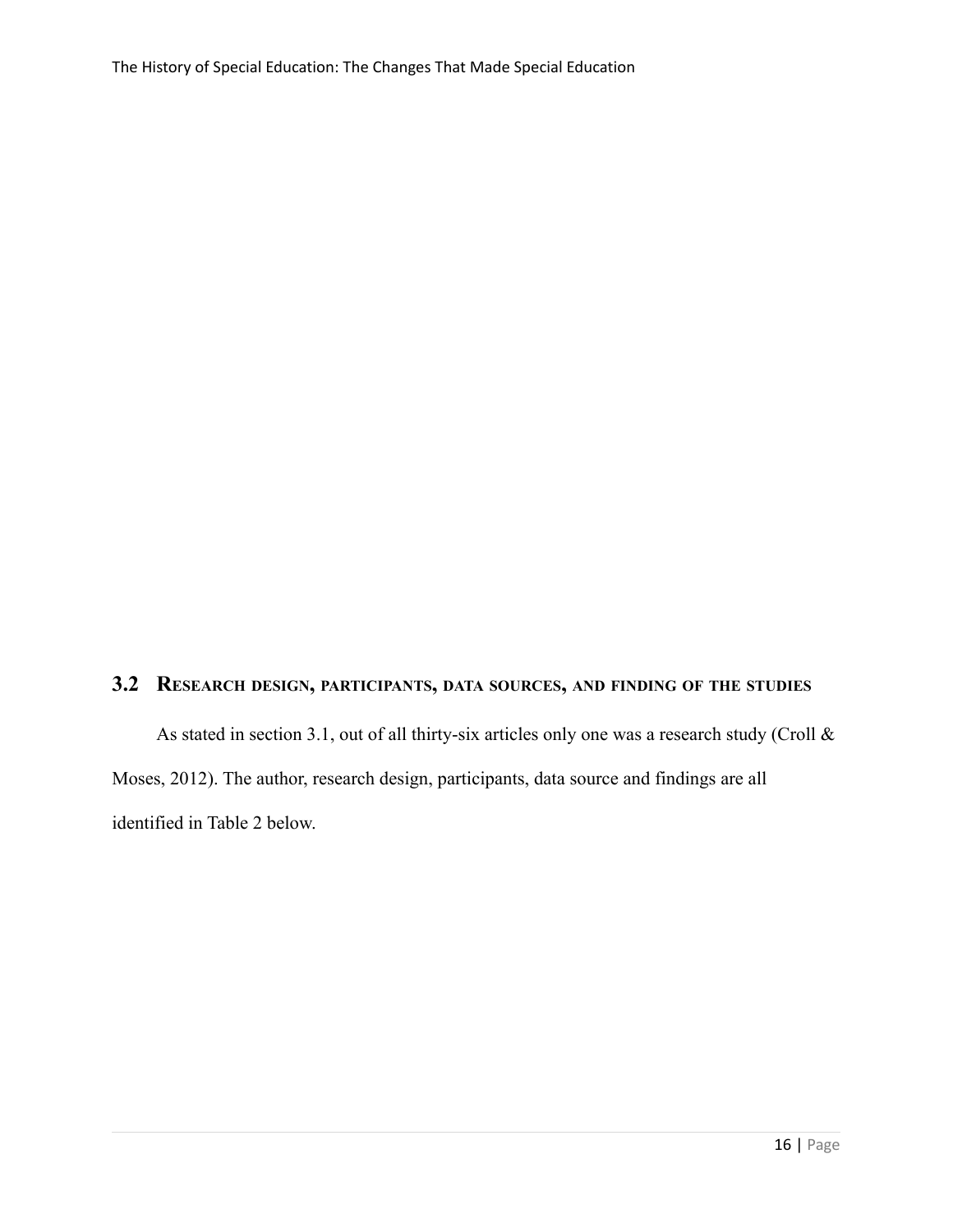## 3.2 Research design, participants, data sources, and finding of the studies

As stated in section 3.1, out of all thirty-six articles only one was a research study (Croll & Moses, 2012). The author, research design, participants, data source and findings are all identified in Table 2 below.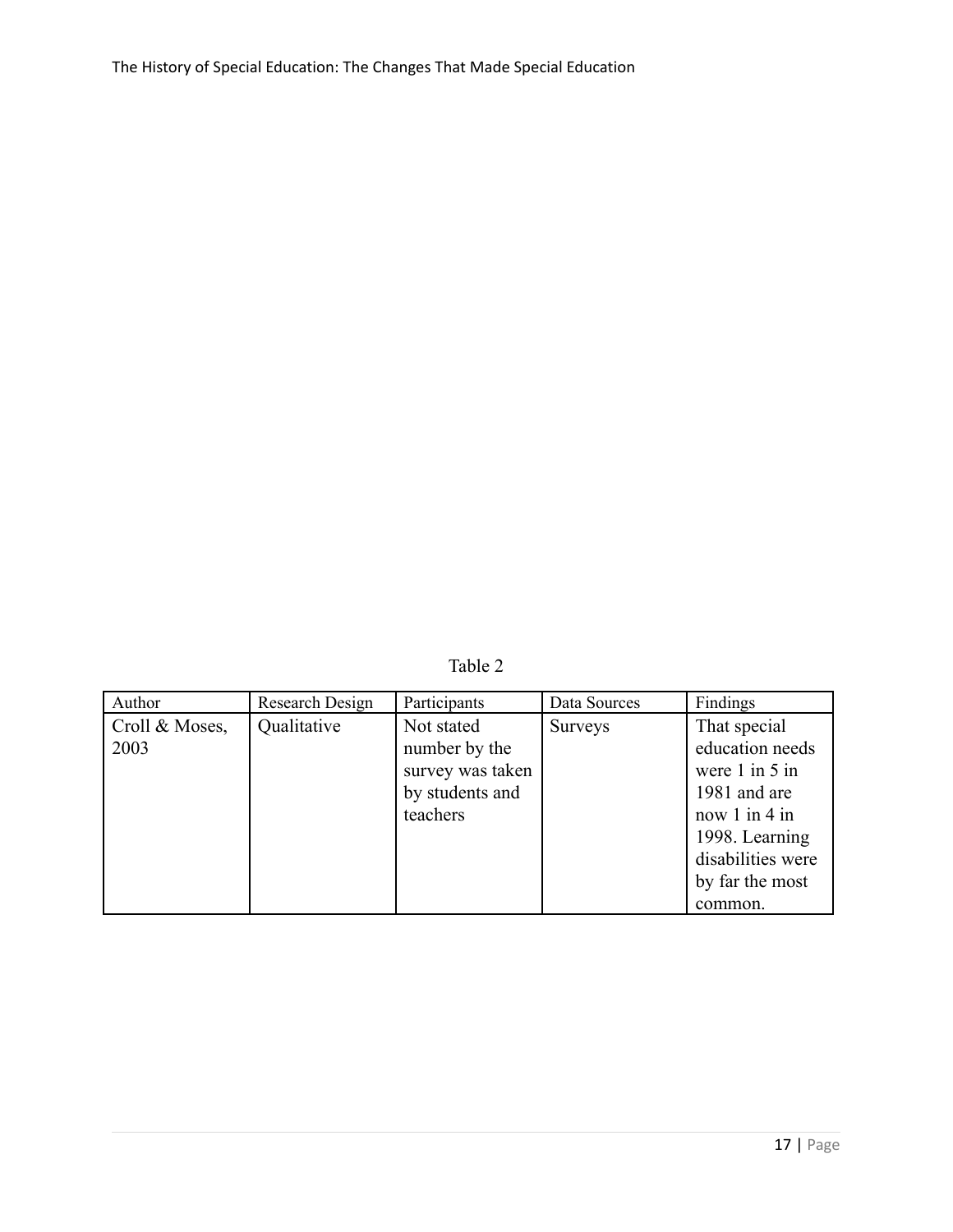Table 2

| Author | Research Design | Participants | Data Sources | Findings |
| --- | --- | --- | --- | --- |
| Croll & Moses, 2003 | Qualitative | Not stated number by the survey was taken by students and teachers | Surveys | That special education needs were 1 in 5 in 1981 and are now 1 in 4 in 1998. Learning disabilities were by far the most common. |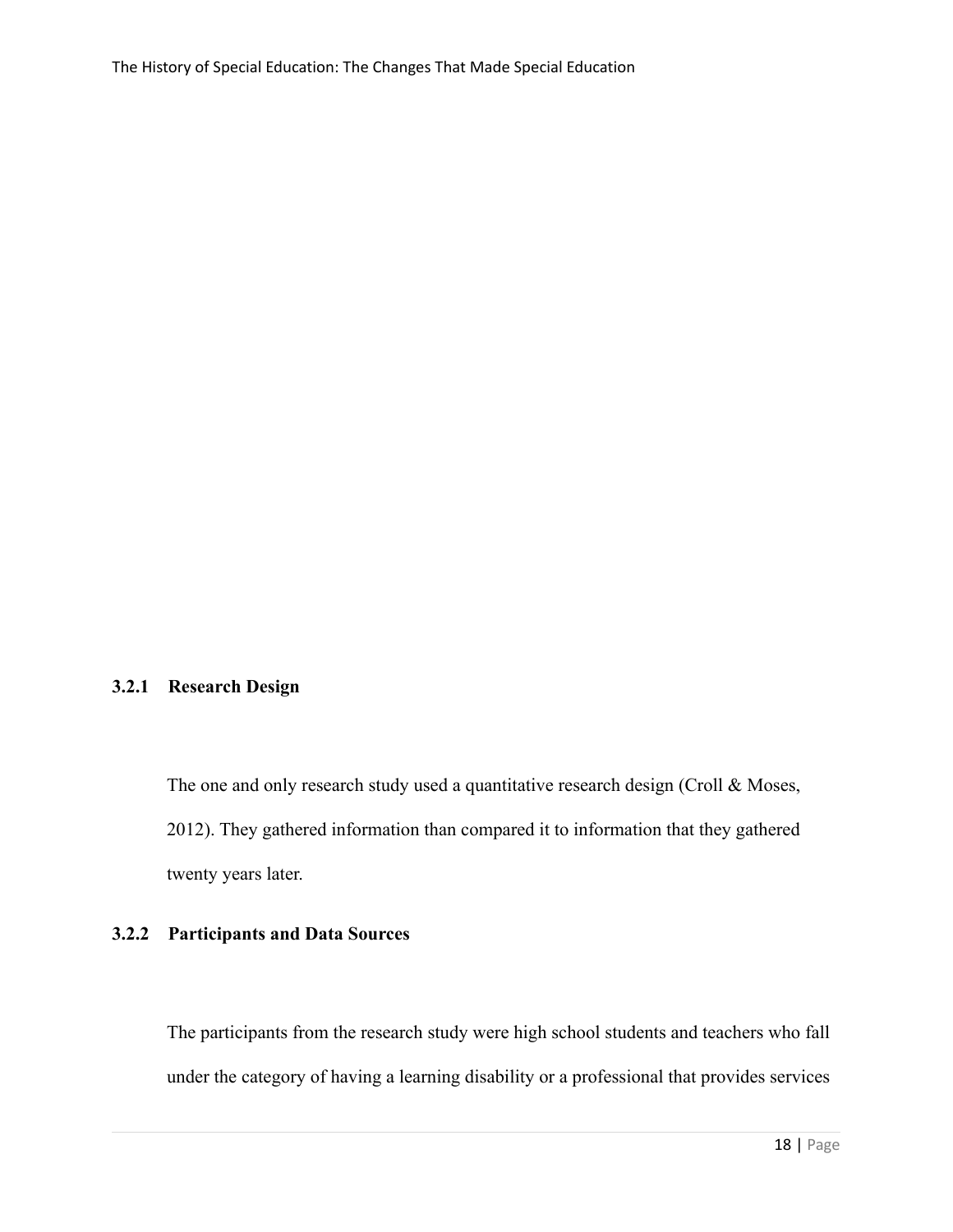### 3.2.1 Research Design

The one and only research study used a quantitative research design (Croll & Moses, 2012). They gathered information than compared it to information that they gathered twenty years later.

### 3.2.2 Participants and Data Sources

The participants from the research study were high school students and teachers who fall under the category of having a learning disability or a professional that provides services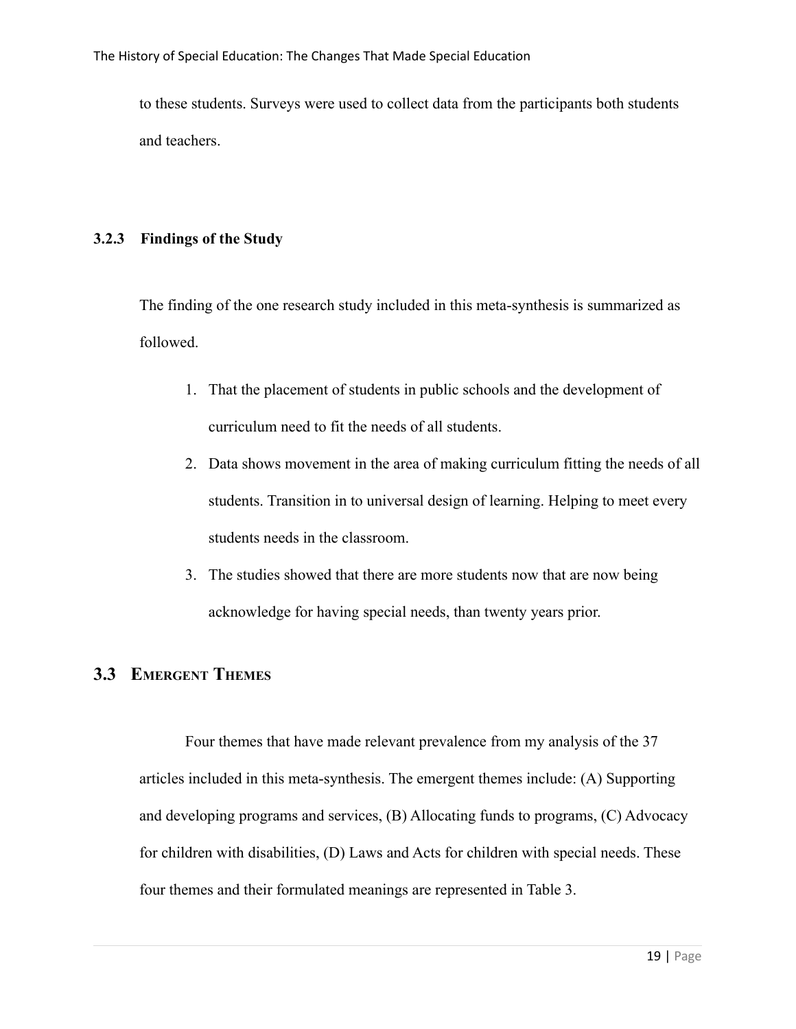to these students. Surveys were used to collect data from the participants both students and teachers.

### 3.2.3 Findings of the Study

The finding of the one research study included in this meta-synthesis is summarized as followed.

1. That the placement of students in public schools and the development of curriculum need to fit the needs of all students.
2. Data shows movement in the area of making curriculum fitting the needs of all students. Transition in to universal design of learning. Helping to meet every students needs in the classroom.
3. The studies showed that there are more students now that are now being acknowledge for having special needs, than twenty years prior.

## 3.3 Emergent Themes

Four themes that have made relevant prevalence from my analysis of the 37 articles included in this meta-synthesis. The emergent themes include: (A) Supporting and developing programs and services, (B) Allocating funds to programs, (C) Advocacy for children with disabilities, (D) Laws and Acts for children with special needs. These four themes and their formulated meanings are represented in Table 3.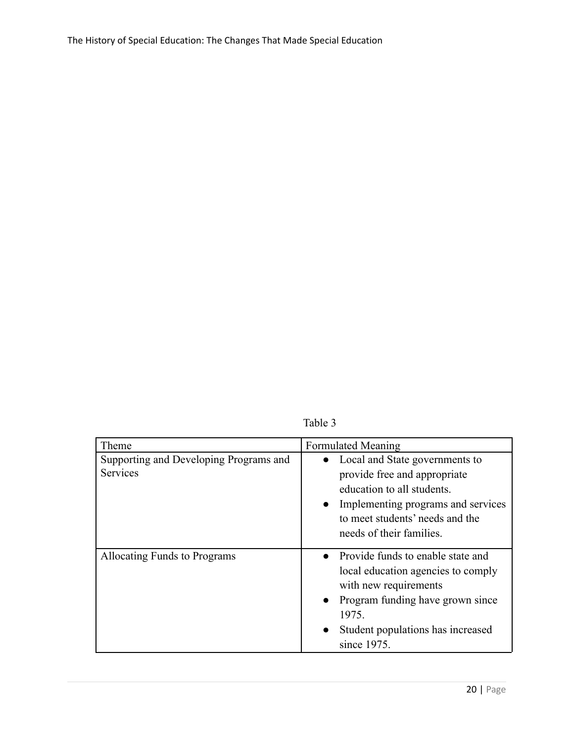Table 3

| Theme | Formulated Meaning |
| --- | --- |
| Supporting and Developing Programs and Services | • Local and State governments to provide free and appropriate education to all students.<br>• Implementing programs and services to meet students' needs and the needs of their families. |
| Allocating Funds to Programs | • Provide funds to enable state and local education agencies to comply with new requirements<br>• Program funding have grown since 1975.<br>• Student populations has increased since 1975. |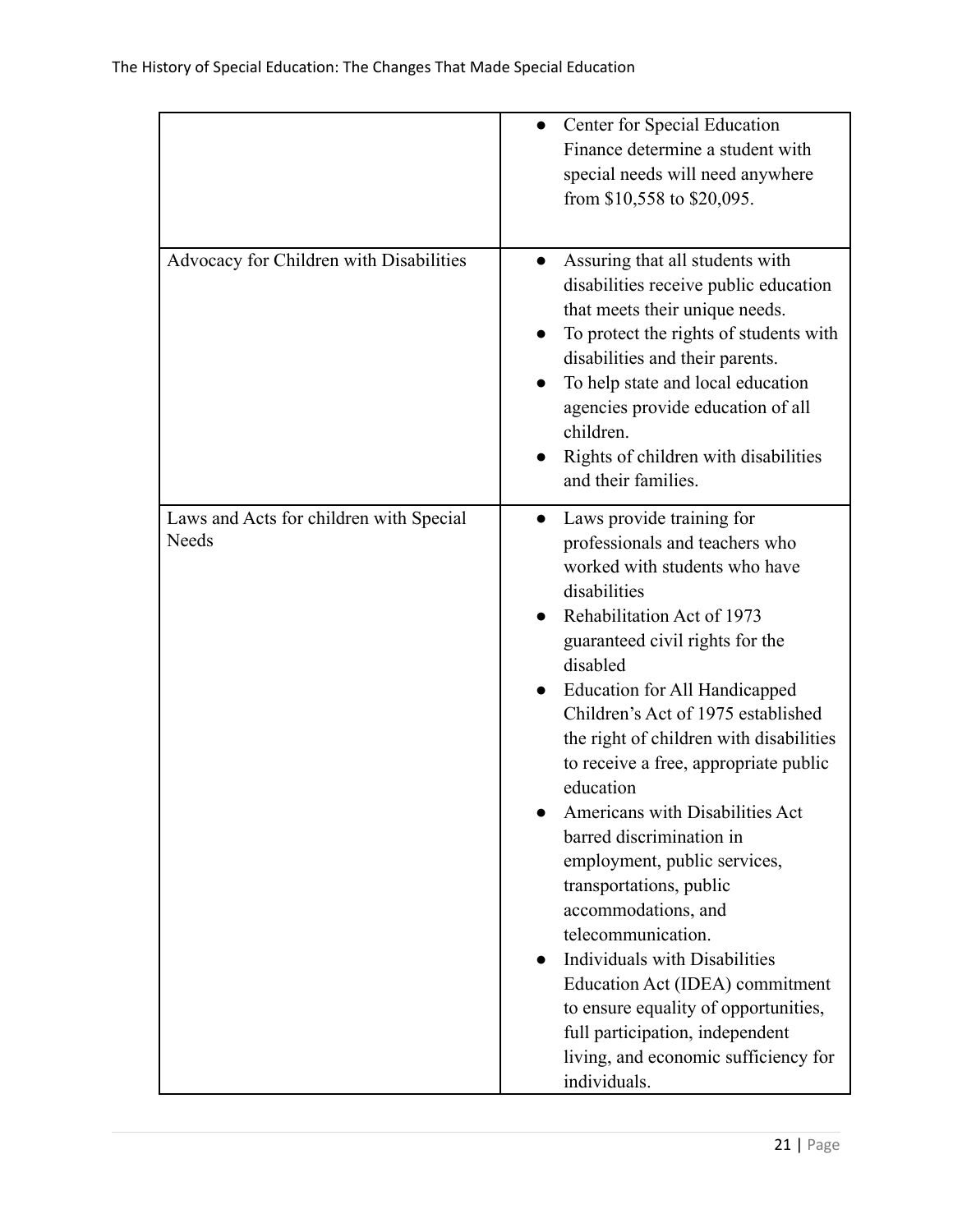| | |
|---|---|
| | • Center for Special Education Finance determine a student with special needs will need anywhere from $10,558 to $20,095. |
| Advocacy for Children with Disabilities | • Assuring that all students with disabilities receive public education that meets their unique needs.<br>• To protect the rights of students with disabilities and their parents.<br>• To help state and local education agencies provide education of all children.<br>• Rights of children with disabilities and their families. |
| Laws and Acts for children with Special Needs | • Laws provide training for professionals and teachers who worked with students who have disabilities<br>• Rehabilitation Act of 1973 guaranteed civil rights for the disabled<br>• Education for All Handicapped Children's Act of 1975 established the right of children with disabilities to receive a free, appropriate public education<br>• Americans with Disabilities Act barred discrimination in employment, public services, transportations, public accommodations, and telecommunication.<br>• Individuals with Disabilities Education Act (IDEA) commitment to ensure equality of opportunities, full participation, independent living, and economic sufficiency for individuals. |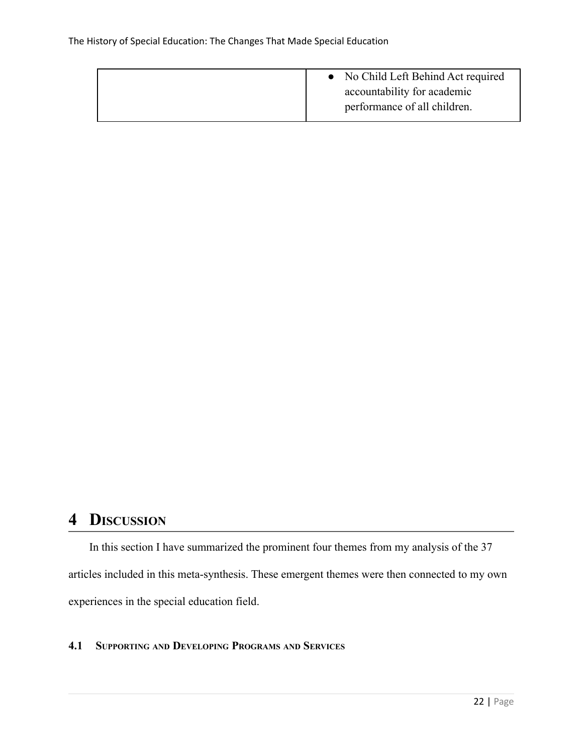|  |  |
| --- | --- |
|  | • No Child Left Behind Act required accountability for academic performance of all children. |

# 4 Discussion

In this section I have summarized the prominent four themes from my analysis of the 37 articles included in this meta-synthesis. These emergent themes were then connected to my own experiences in the special education field.

## 4.1 Supporting and Developing Programs and Services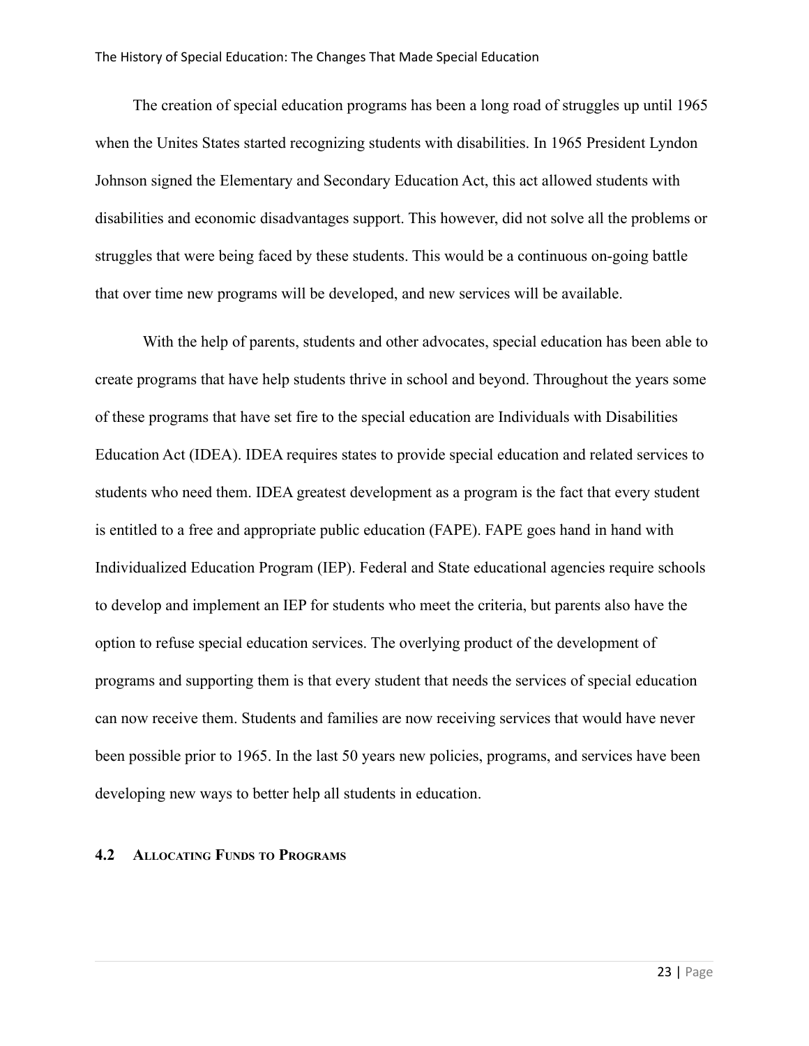The creation of special education programs has been a long road of struggles up until 1965 when the Unites States started recognizing students with disabilities. In 1965 President Lyndon Johnson signed the Elementary and Secondary Education Act, this act allowed students with disabilities and economic disadvantages support. This however, did not solve all the problems or struggles that were being faced by these students. This would be a continuous on-going battle that over time new programs will be developed, and new services will be available.

With the help of parents, students and other advocates, special education has been able to create programs that have help students thrive in school and beyond. Throughout the years some of these programs that have set fire to the special education are Individuals with Disabilities Education Act (IDEA). IDEA requires states to provide special education and related services to students who need them. IDEA greatest development as a program is the fact that every student is entitled to a free and appropriate public education (FAPE). FAPE goes hand in hand with Individualized Education Program (IEP). Federal and State educational agencies require schools to develop and implement an IEP for students who meet the criteria, but parents also have the option to refuse special education services. The overlying product of the development of programs and supporting them is that every student that needs the services of special education can now receive them. Students and families are now receiving services that would have never been possible prior to 1965. In the last 50 years new policies, programs, and services have been developing new ways to better help all students in education.

## 4.2 Allocating Funds to Programs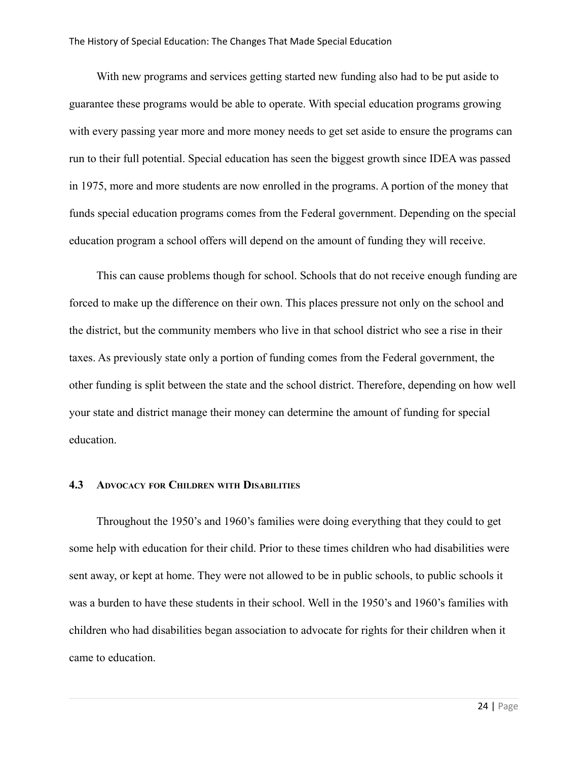With new programs and services getting started new funding also had to be put aside to guarantee these programs would be able to operate. With special education programs growing with every passing year more and more money needs to get set aside to ensure the programs can run to their full potential. Special education has seen the biggest growth since IDEA was passed in 1975, more and more students are now enrolled in the programs. A portion of the money that funds special education programs comes from the Federal government. Depending on the special education program a school offers will depend on the amount of funding they will receive.

This can cause problems though for school. Schools that do not receive enough funding are forced to make up the difference on their own. This places pressure not only on the school and the district, but the community members who live in that school district who see a rise in their taxes. As previously state only a portion of funding comes from the Federal government, the other funding is split between the state and the school district. Therefore, depending on how well your state and district manage their money can determine the amount of funding for special education.

### 4.3 Advocacy for Children with Disabilities

Throughout the 1950's and 1960's families were doing everything that they could to get some help with education for their child. Prior to these times children who had disabilities were sent away, or kept at home. They were not allowed to be in public schools, to public schools it was a burden to have these students in their school. Well in the 1950's and 1960's families with children who had disabilities began association to advocate for rights for their children when it came to education.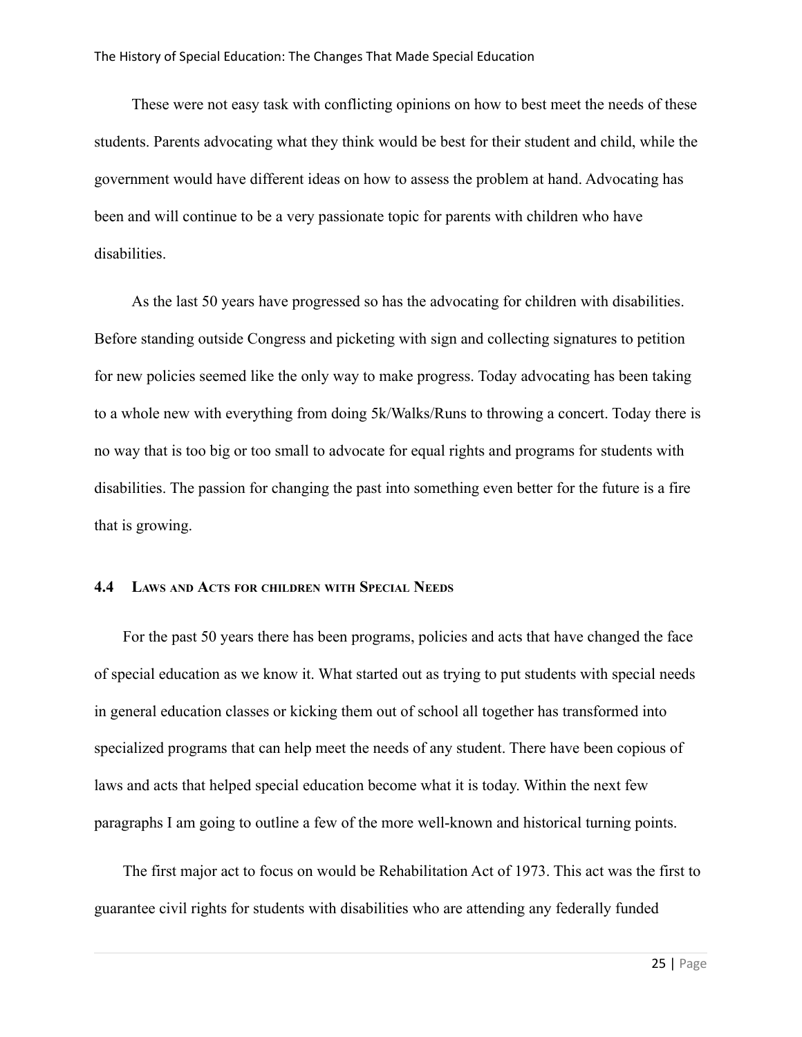These were not easy task with conflicting opinions on how to best meet the needs of these students. Parents advocating what they think would be best for their student and child, while the government would have different ideas on how to assess the problem at hand. Advocating has been and will continue to be a very passionate topic for parents with children who have disabilities.

As the last 50 years have progressed so has the advocating for children with disabilities. Before standing outside Congress and picketing with sign and collecting signatures to petition for new policies seemed like the only way to make progress. Today advocating has been taking to a whole new with everything from doing 5k/Walks/Runs to throwing a concert. Today there is no way that is too big or too small to advocate for equal rights and programs for students with disabilities. The passion for changing the past into something even better for the future is a fire that is growing.

### 4.4 Laws and Acts for children with Special Needs

For the past 50 years there has been programs, policies and acts that have changed the face of special education as we know it. What started out as trying to put students with special needs in general education classes or kicking them out of school all together has transformed into specialized programs that can help meet the needs of any student. There have been copious of laws and acts that helped special education become what it is today. Within the next few paragraphs I am going to outline a few of the more well-known and historical turning points.

The first major act to focus on would be Rehabilitation Act of 1973. This act was the first to guarantee civil rights for students with disabilities who are attending any federally funded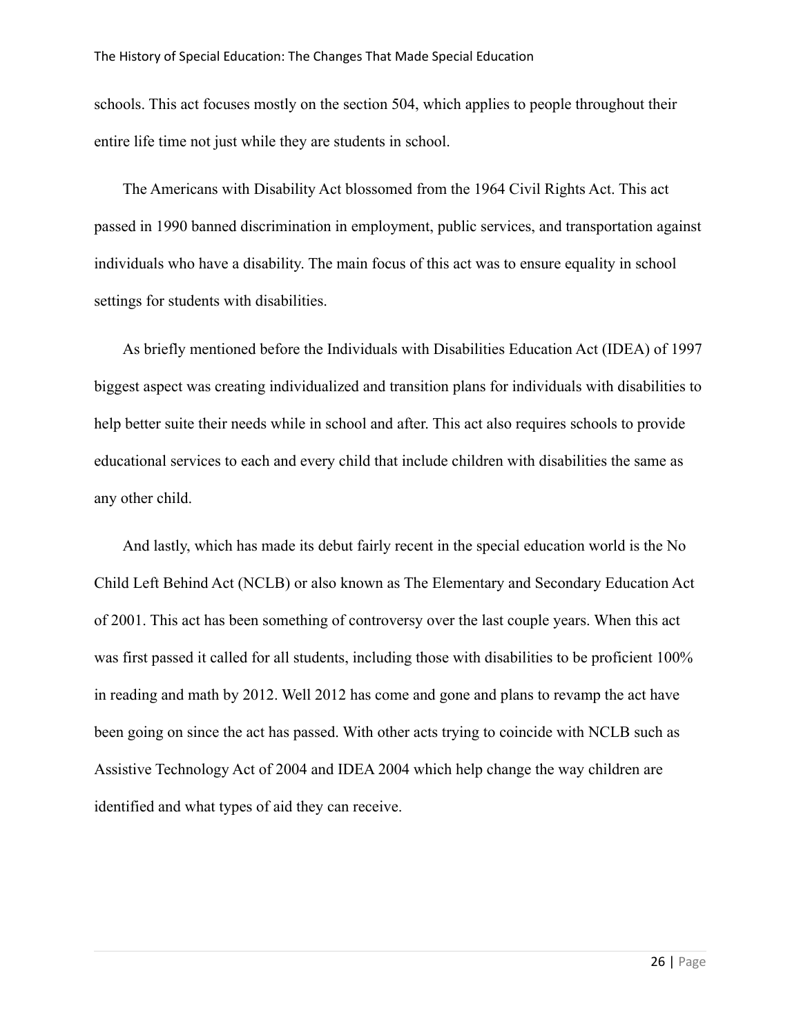schools. This act focuses mostly on the section 504, which applies to people throughout their entire life time not just while they are students in school.

The Americans with Disability Act blossomed from the 1964 Civil Rights Act. This act passed in 1990 banned discrimination in employment, public services, and transportation against individuals who have a disability. The main focus of this act was to ensure equality in school settings for students with disabilities.

As briefly mentioned before the Individuals with Disabilities Education Act (IDEA) of 1997 biggest aspect was creating individualized and transition plans for individuals with disabilities to help better suite their needs while in school and after. This act also requires schools to provide educational services to each and every child that include children with disabilities the same as any other child.

And lastly, which has made its debut fairly recent in the special education world is the No Child Left Behind Act (NCLB) or also known as The Elementary and Secondary Education Act of 2001. This act has been something of controversy over the last couple years. When this act was first passed it called for all students, including those with disabilities to be proficient 100% in reading and math by 2012. Well 2012 has come and gone and plans to revamp the act have been going on since the act has passed. With other acts trying to coincide with NCLB such as Assistive Technology Act of 2004 and IDEA 2004 which help change the way children are identified and what types of aid they can receive.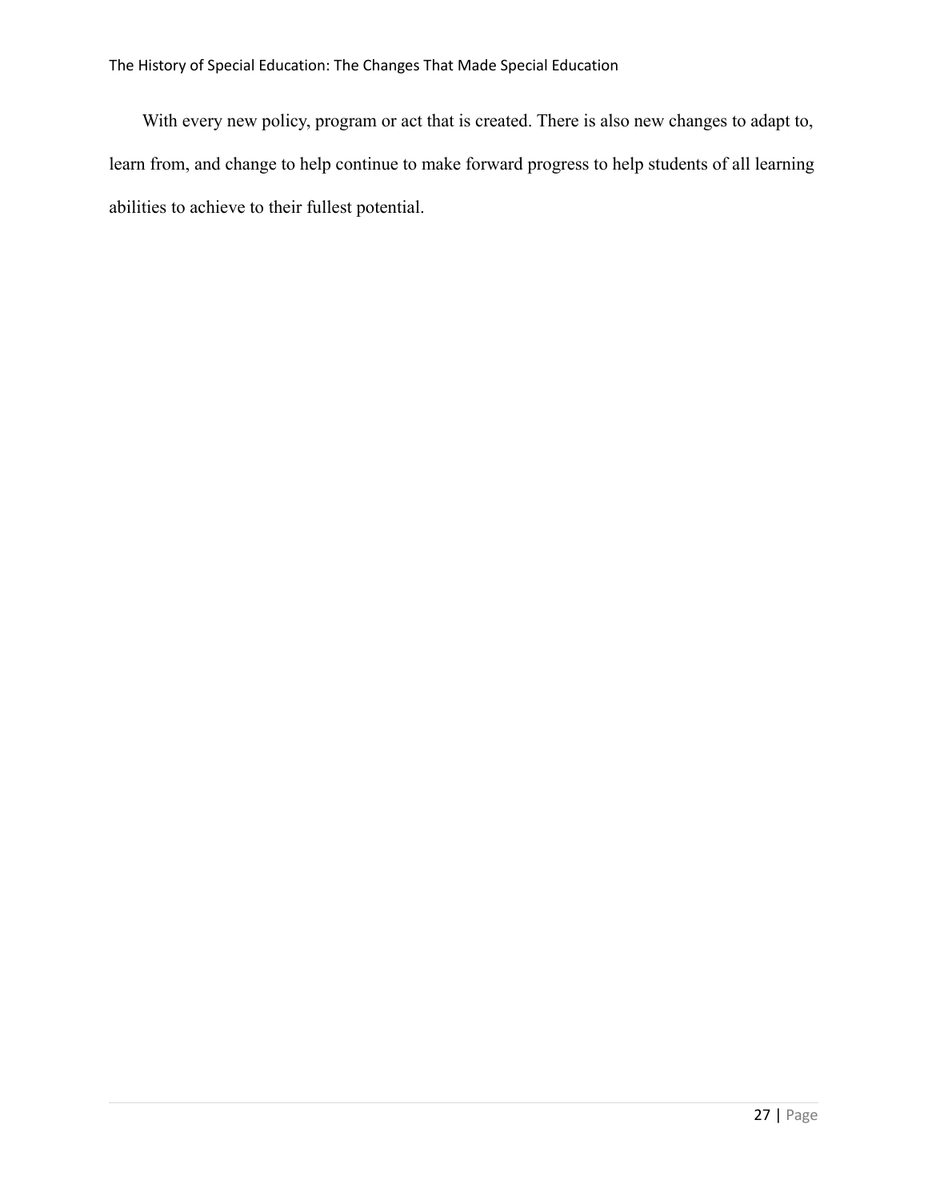With every new policy, program or act that is created. There is also new changes to adapt to, learn from, and change to help continue to make forward progress to help students of all learning abilities to achieve to their fullest potential.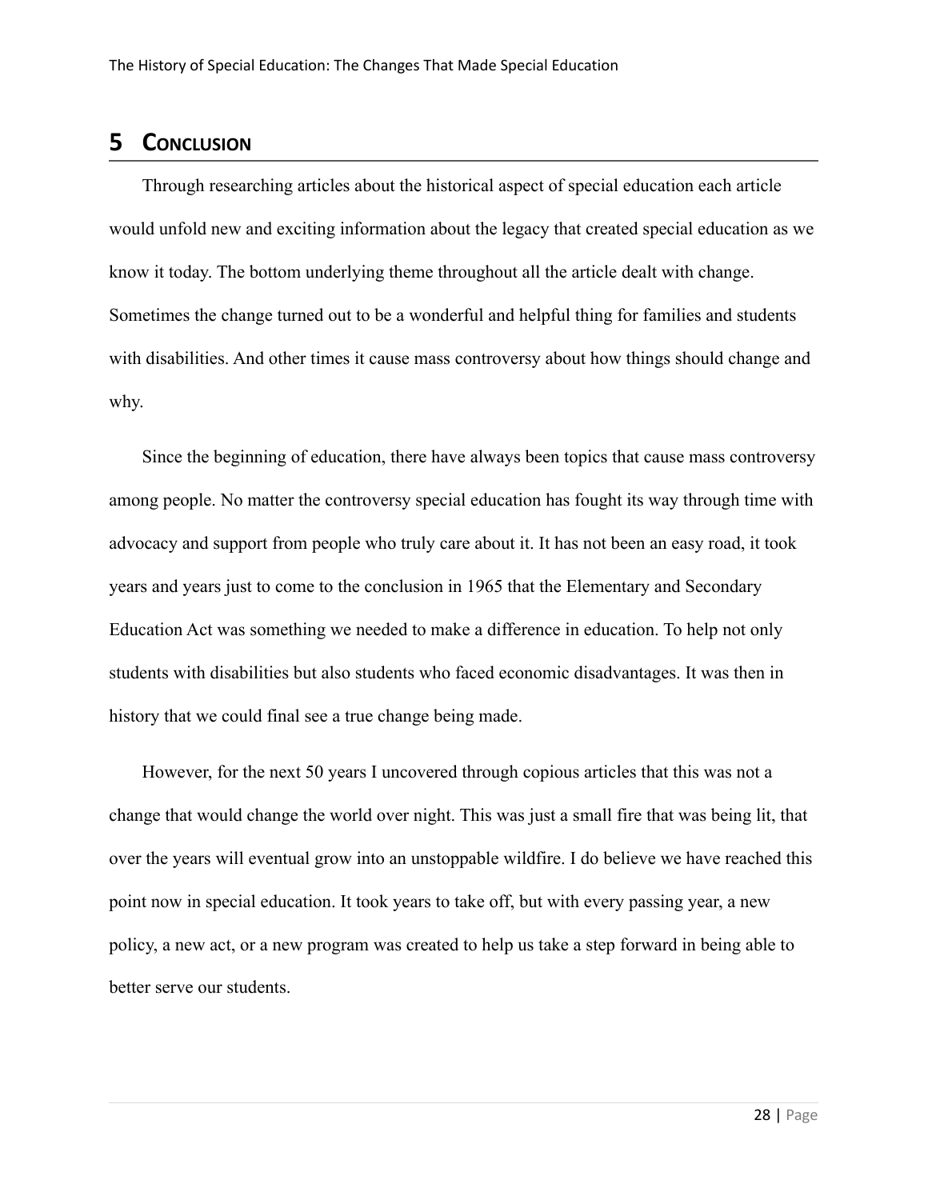# 5 Conclusion

Through researching articles about the historical aspect of special education each article would unfold new and exciting information about the legacy that created special education as we know it today. The bottom underlying theme throughout all the article dealt with change. Sometimes the change turned out to be a wonderful and helpful thing for families and students with disabilities. And other times it cause mass controversy about how things should change and why.

Since the beginning of education, there have always been topics that cause mass controversy among people. No matter the controversy special education has fought its way through time with advocacy and support from people who truly care about it. It has not been an easy road, it took years and years just to come to the conclusion in 1965 that the Elementary and Secondary Education Act was something we needed to make a difference in education. To help not only students with disabilities but also students who faced economic disadvantages. It was then in history that we could final see a true change being made.

However, for the next 50 years I uncovered through copious articles that this was not a change that would change the world over night. This was just a small fire that was being lit, that over the years will eventual grow into an unstoppable wildfire. I do believe we have reached this point now in special education. It took years to take off, but with every passing year, a new policy, a new act, or a new program was created to help us take a step forward in being able to better serve our students.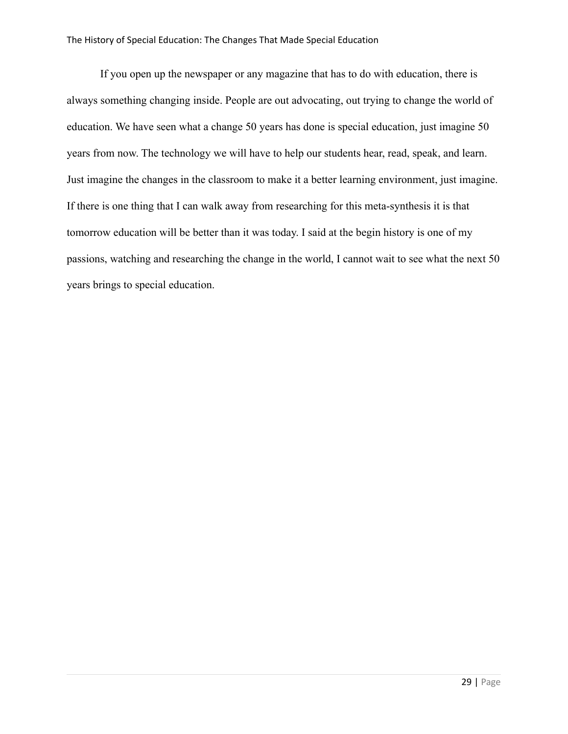If you open up the newspaper or any magazine that has to do with education, there is always something changing inside. People are out advocating, out trying to change the world of education. We have seen what a change 50 years has done is special education, just imagine 50 years from now. The technology we will have to help our students hear, read, speak, and learn. Just imagine the changes in the classroom to make it a better learning environment, just imagine. If there is one thing that I can walk away from researching for this meta-synthesis it is that tomorrow education will be better than it was today. I said at the begin history is one of my passions, watching and researching the change in the world, I cannot wait to see what the next 50 years brings to special education.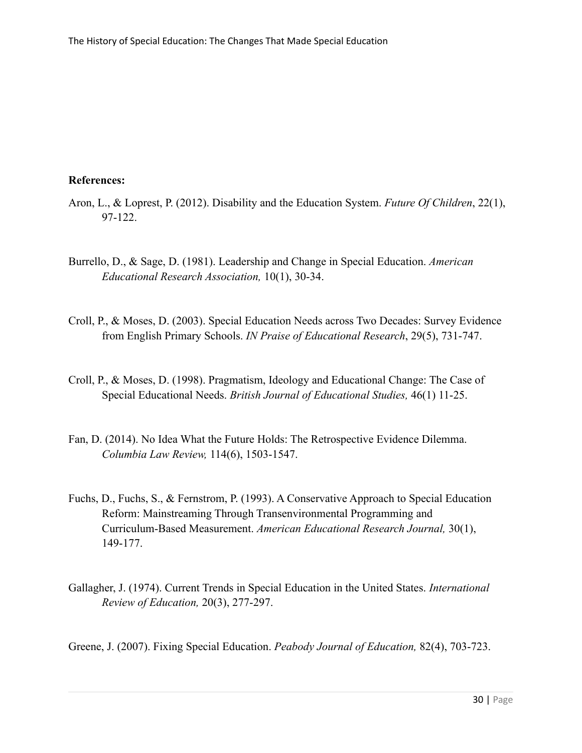**References:**

Aron, L., & Loprest, P. (2012). Disability and the Education System. *Future Of Children*, 22(1), 97-122.

Burrello, D., & Sage, D. (1981). Leadership and Change in Special Education. *American Educational Research Association,* 10(1), 30-34.

Croll, P., & Moses, D. (2003). Special Education Needs across Two Decades: Survey Evidence from English Primary Schools. *IN Praise of Educational Research*, 29(5), 731-747.

Croll, P., & Moses, D. (1998). Pragmatism, Ideology and Educational Change: The Case of Special Educational Needs. *British Journal of Educational Studies,* 46(1) 11-25.

Fan, D. (2014). No Idea What the Future Holds: The Retrospective Evidence Dilemma. *Columbia Law Review,* 114(6), 1503-1547.

Fuchs, D., Fuchs, S., & Fernstrom, P. (1993). A Conservative Approach to Special Education Reform: Mainstreaming Through Transenvironmental Programming and Curriculum-Based Measurement. *American Educational Research Journal,* 30(1), 149-177.

Gallagher, J. (1974). Current Trends in Special Education in the United States. *International Review of Education,* 20(3), 277-297.

Greene, J. (2007). Fixing Special Education. *Peabody Journal of Education,* 82(4), 703-723.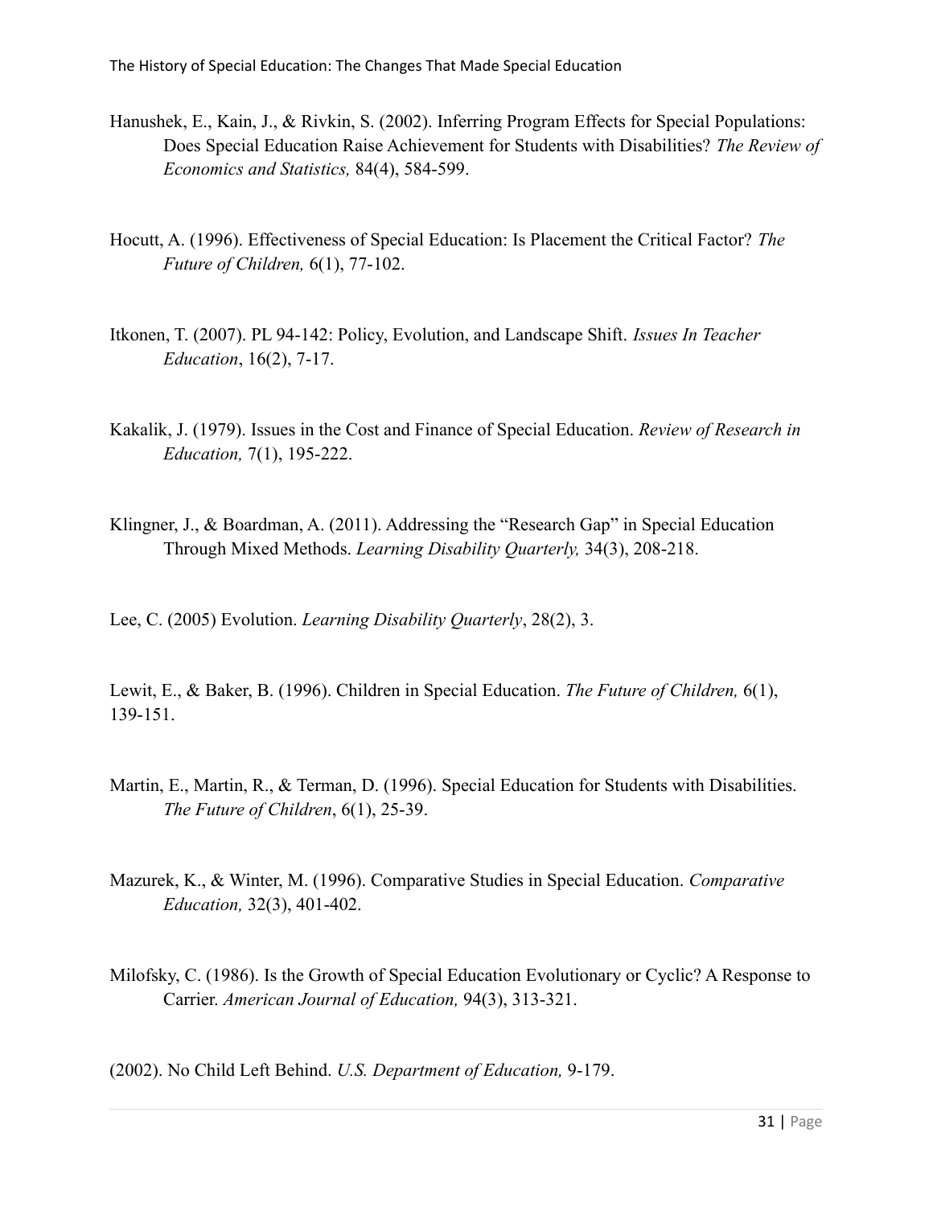Hanushek, E., Kain, J., & Rivkin, S. (2002). Inferring Program Effects for Special Populations: Does Special Education Raise Achievement for Students with Disabilities? *The Review of Economics and Statistics,* 84(4), 584-599.

Hocutt, A. (1996). Effectiveness of Special Education: Is Placement the Critical Factor? *The Future of Children,* 6(1), 77-102.

Itkonen, T. (2007). PL 94-142: Policy, Evolution, and Landscape Shift. *Issues In Teacher Education*, 16(2), 7-17.

Kakalik, J. (1979). Issues in the Cost and Finance of Special Education. *Review of Research in Education,* 7(1), 195-222.

Klingner, J., & Boardman, A. (2011). Addressing the "Research Gap" in Special Education Through Mixed Methods. *Learning Disability Quarterly,* 34(3), 208-218.

Lee, C. (2005) Evolution. *Learning Disability Quarterly*, 28(2), 3.

Lewit, E., & Baker, B. (1996). Children in Special Education. *The Future of Children,* 6(1), 139-151.

Martin, E., Martin, R., & Terman, D. (1996). Special Education for Students with Disabilities. *The Future of Children*, 6(1), 25-39.

Mazurek, K., & Winter, M. (1996). Comparative Studies in Special Education. *Comparative Education,* 32(3), 401-402.

Milofsky, C. (1986). Is the Growth of Special Education Evolutionary or Cyclic? A Response to Carrier. *American Journal of Education,* 94(3), 313-321.

(2002). No Child Left Behind. *U.S. Department of Education,* 9-179.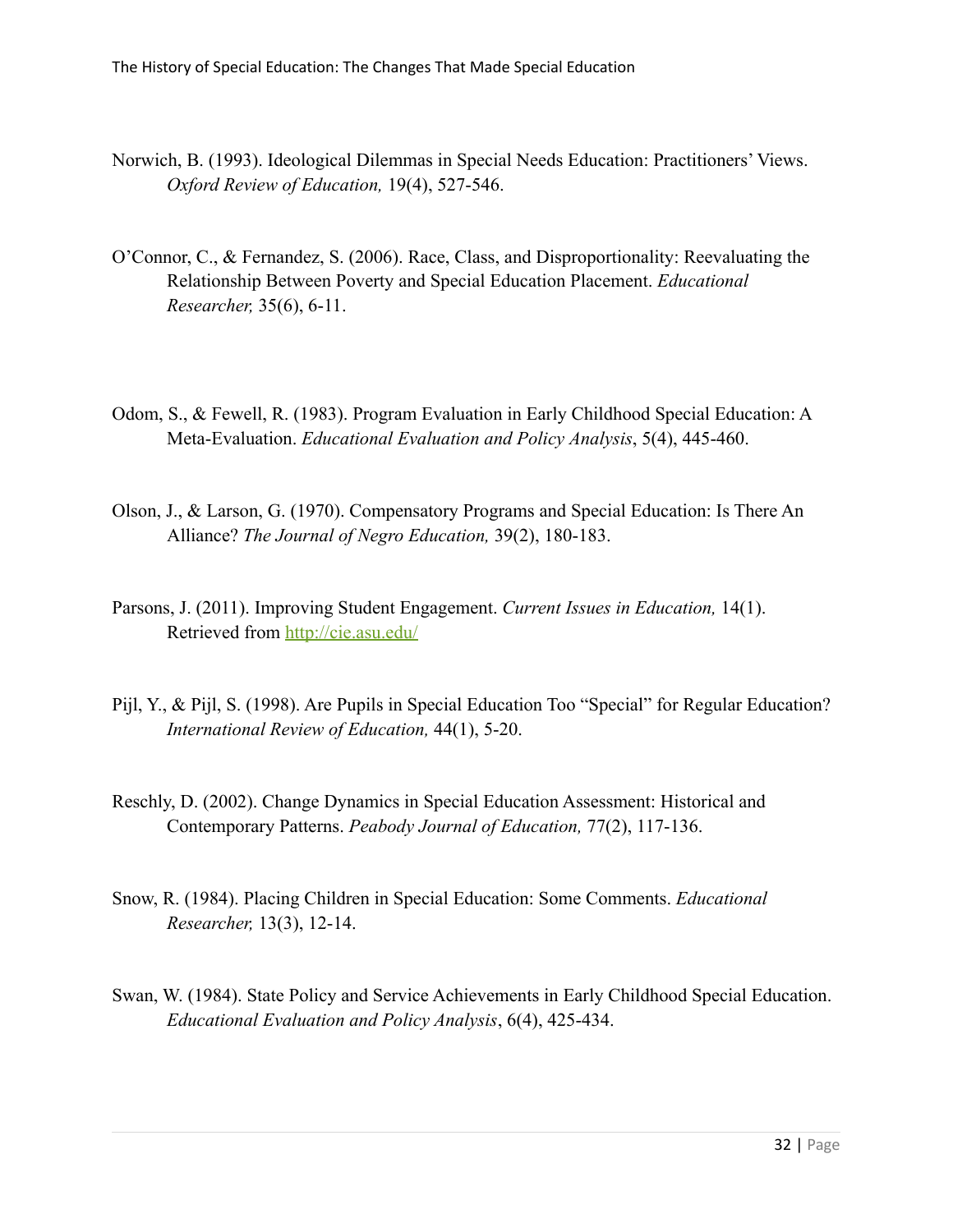Norwich, B. (1993). Ideological Dilemmas in Special Needs Education: Practitioners' Views. *Oxford Review of Education,* 19(4), 527-546.

O'Connor, C., & Fernandez, S. (2006). Race, Class, and Disproportionality: Reevaluating the Relationship Between Poverty and Special Education Placement. *Educational Researcher,* 35(6), 6-11.

Odom, S., & Fewell, R. (1983). Program Evaluation in Early Childhood Special Education: A Meta-Evaluation. *Educational Evaluation and Policy Analysis*, 5(4), 445-460.

Olson, J., & Larson, G. (1970). Compensatory Programs and Special Education: Is There An Alliance? *The Journal of Negro Education,* 39(2), 180-183.

Parsons, J. (2011). Improving Student Engagement. *Current Issues in Education,* 14(1). Retrieved from http://cie.asu.edu/

Pijl, Y., & Pijl, S. (1998). Are Pupils in Special Education Too "Special" for Regular Education? *International Review of Education,* 44(1), 5-20.

Reschly, D. (2002). Change Dynamics in Special Education Assessment: Historical and Contemporary Patterns. *Peabody Journal of Education,* 77(2), 117-136.

Snow, R. (1984). Placing Children in Special Education: Some Comments. *Educational Researcher,* 13(3), 12-14.

Swan, W. (1984). State Policy and Service Achievements in Early Childhood Special Education. *Educational Evaluation and Policy Analysis*, 6(4), 425-434.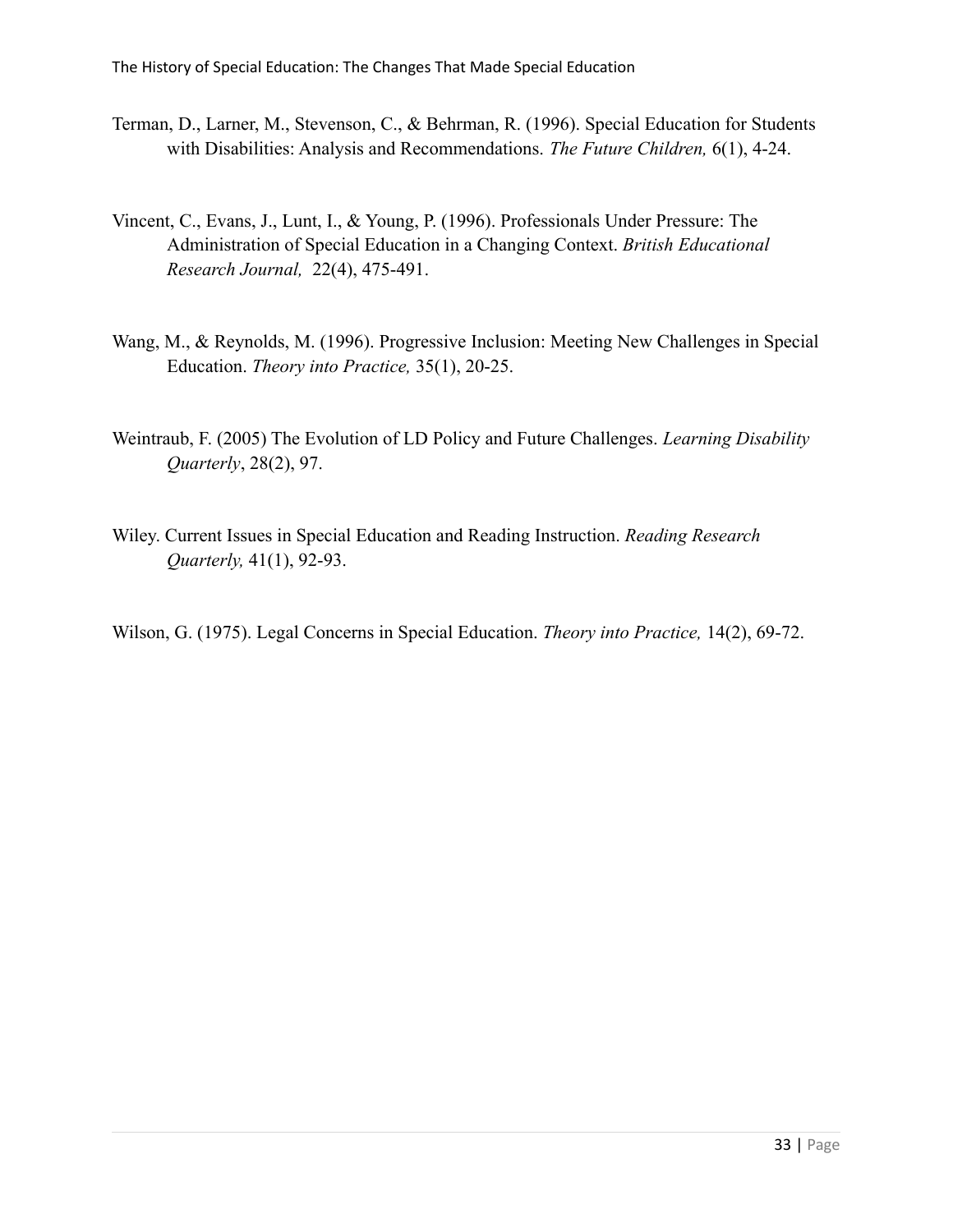Terman, D., Larner, M., Stevenson, C., & Behrman, R. (1996). Special Education for Students with Disabilities: Analysis and Recommendations. *The Future Children,* 6(1), 4-24.

Vincent, C., Evans, J., Lunt, I., & Young, P. (1996). Professionals Under Pressure: The Administration of Special Education in a Changing Context. *British Educational Research Journal,* 22(4), 475-491.

Wang, M., & Reynolds, M. (1996). Progressive Inclusion: Meeting New Challenges in Special Education. *Theory into Practice,* 35(1), 20-25.

Weintraub, F. (2005) The Evolution of LD Policy and Future Challenges. *Learning Disability Quarterly*, 28(2), 97.

Wiley. Current Issues in Special Education and Reading Instruction. *Reading Research Quarterly,* 41(1), 92-93.

Wilson, G. (1975). Legal Concerns in Special Education. *Theory into Practice,* 14(2), 69-72.